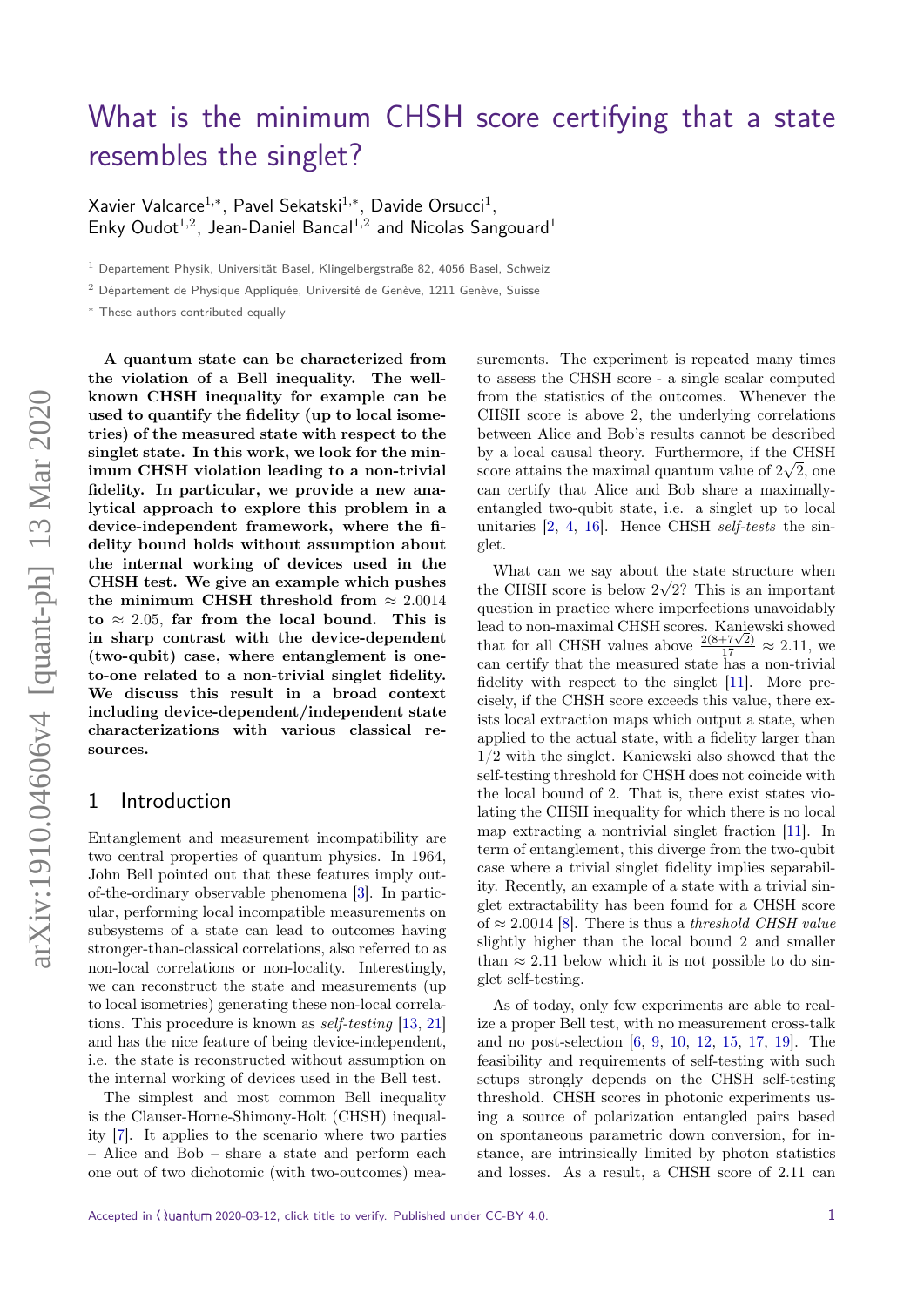# What is the minimum CHSH score certifying that a state resembles the singlet?

Xavier Valcarce[1,*], Pavel Sekatski[1,*], Davide Orsucci[1], Enky Oudot[1,2], Jean-Daniel Bancal[1,2] and Nicolas Sangouard[1]

[1] Departement Physik, Universität Basel, Klingelbergstraße 82, 4056 Basel, Schweiz

[2] Département de Physique Appliquée, Université de Genève, 1211 Genève, Suisse

[*] These authors contributed equally

**A quantum state can be characterized from the violation of a Bell inequality. The well-known CHSH inequality for example can be used to quantify the fidelity (up to local isometries) of the measured state with respect to the singlet state. In this work, we look for the minimum CHSH violation leading to a non-trivial fidelity. In particular, we provide a new analytical approach to explore this problem in a device-independent framework, where the fidelity bound holds without assumption about the internal working of devices used in the CHSH test. We give an example which pushes the minimum CHSH threshold from $\approx 2.0014$ to $\approx 2.05$, far from the local bound. This is in sharp contrast with the device-dependent (two-qubit) case, where entanglement is one-to-one related to a non-trivial singlet fidelity. We discuss this result in a broad context including device-dependent/independent state characterizations with various classical resources.**

## 1 Introduction

Entanglement and measurement incompatibility are two central properties of quantum physics. In 1964, John Bell pointed out that these features imply out-of-the-ordinary observable phenomena [3]. In particular, performing local incompatible measurements on subsystems of a state can lead to outcomes having stronger-than-classical correlations, also referred to as non-local correlations or non-locality. Interestingly, we can reconstruct the state and measurements (up to local isometries) generating these non-local correlations. This procedure is known as *self-testing* [13, 21] and has the nice feature of being device-independent, i.e. the state is reconstructed without assumption on the internal working of devices used in the Bell test.

The simplest and most common Bell inequality is the Clauser-Horne-Shimony-Holt (CHSH) inequality [7]. It applies to the scenario where two parties – Alice and Bob – share a state and perform each one out of two dichotomic (with two-outcomes) measurements. The experiment is repeated many times to assess the CHSH score - a single scalar computed from the statistics of the outcomes. Whenever the CHSH score is above 2, the underlying correlations between Alice and Bob's results cannot be described by a local causal theory. Furthermore, if the CHSH score attains the maximal quantum value of $2\sqrt{2}$, one can certify that Alice and Bob share a maximally-entangled two-qubit state, i.e. a singlet up to local unitaries [2, 4, 16]. Hence CHSH *self-tests* the singlet.

What can we say about the state structure when the CHSH score is below $2\sqrt{2}$? This is an important question in practice where imperfections unavoidably lead to non-maximal CHSH scores. Kaniewski showed that for all CHSH values above $\frac{2(8+7\sqrt{2})}{17} \approx 2.11$, we can certify that the measured state has a non-trivial fidelity with respect to the singlet [11]. More precisely, if the CHSH score exceeds this value, there exists local extraction maps which output a state, when applied to the actual state, with a fidelity larger than 1/2 with the singlet. Kaniewski also showed that the self-testing threshold for CHSH does not coincide with the local bound of 2. That is, there exist states violating the CHSH inequality for which there is no local map extracting a nontrivial singlet fraction [11]. In term of entanglement, this diverge from the two-qubit case where a trivial singlet fidelity implies separability. Recently, an example of a state with a trivial singlet extractability has been found for a CHSH score of $\approx 2.0014$ [8]. There is thus a *threshold CHSH value* slightly higher than the local bound 2 and smaller than $\approx 2.11$ below which it is not possible to do singlet self-testing.

As of today, only few experiments are able to realize a proper Bell test, with no measurement cross-talk and no post-selection [6, 9, 10, 12, 15, 17, 19]. The feasibility and requirements of self-testing with such setups strongly depends on the CHSH self-testing threshold. CHSH scores in photonic experiments using a source of polarization entangled pairs based on spontaneous parametric down conversion, for instance, are intrinsically limited by photon statistics and losses. As a result, a CHSH score of 2.11 can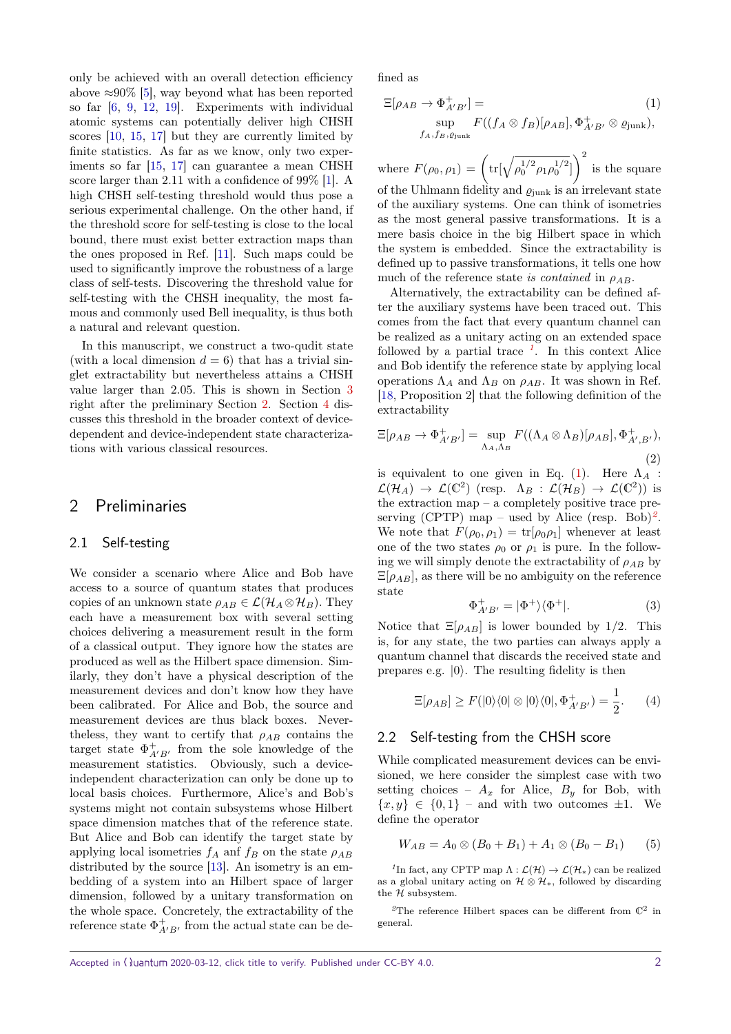only be achieved with an overall detection efficiency above ≈90% [5], way beyond what has been reported so far [6, 9, 12, 19]. Experiments with individual atomic systems can potentially deliver high CHSH scores [10, 15, 17] but they are currently limited by finite statistics. As far as we know, only two experiments so far [15, 17] can guarantee a mean CHSH score larger than 2.11 with a confidence of 99% [1]. A high CHSH self-testing threshold would thus pose a serious experimental challenge. On the other hand, if the threshold score for self-testing is close to the local bound, there must exist better extraction maps than the ones proposed in Ref. [11]. Such maps could be used to significantly improve the robustness of a large class of self-tests. Discovering the threshold value for self-testing with the CHSH inequality, the most famous and commonly used Bell inequality, is thus both a natural and relevant question.

In this manuscript, we construct a two-qudit state (with a local dimension $d = 6$) that has a trivial singlet extractability but nevertheless attains a CHSH value larger than 2.05. This is shown in Section 3 right after the preliminary Section 2. Section 4 discusses this threshold in the broader context of device-dependent and device-independent state characterizations with various classical resources.

## 2 Preliminaries

### 2.1 Self-testing

We consider a scenario where Alice and Bob have access to a source of quantum states that produces copies of an unknown state $\rho_{AB} \in \mathcal{L}(\mathcal{H}_A \otimes \mathcal{H}_B)$. They each have a measurement box with several setting choices delivering a measurement result in the form of a classical output. They ignore how the states are produced as well as the Hilbert space dimension. Similarly, they don't have a physical description of the measurement devices and don't know how they have been calibrated. For Alice and Bob, the source and measurement devices are thus black boxes. Nevertheless, they want to certify that $\rho_{AB}$ contains the target state $\Phi^+_{A'B'}$ from the sole knowledge of the measurement statistics. Obviously, such a device-independent characterization can only be done up to local basis choices. Furthermore, Alice's and Bob's systems might not contain subsystems whose Hilbert space dimension matches that of the reference state. But Alice and Bob can identify the target state by applying local isometries $f_A$ anf $f_B$ on the state $\rho_{AB}$ distributed by the source [13]. An isometry is an embedding of a system into an Hilbert space of larger dimension, followed by a unitary transformation on the whole space. Concretely, the extractability of the reference state $\Phi^+_{A'B'}$ from the actual state can be defined as

$$\Xi[\rho_{AB} \to \Phi^+_{A'B'}] = \sup_{f_A, f_B, \varrho_{\text{junk}}} F((f_A \otimes f_B)[\rho_{AB}], \Phi^+_{A'B'} \otimes \varrho_{\text{junk}}), \tag{1}$$

where $F(\rho_0, \rho_1) = \left(\text{tr}[\sqrt{\rho_0^{1/2}\rho_1\rho_0^{1/2}}]\right)^2$ is the square of the Uhlmann fidelity and $\varrho_{\text{junk}}$ is an irrelevant state of the auxiliary systems. One can think of isometries as the most general passive transformations. It is a mere basis choice in the big Hilbert space in which the system is embedded. Since the extractability is defined up to passive transformations, it tells one how much of the reference state *is contained* in $\rho_{AB}$.

Alternatively, the extractability can be defined after the auxiliary systems have been traced out. This comes from the fact that every quantum channel can be realized as a unitary acting on an extended space followed by a partial trace [1]. In this context Alice and Bob identify the reference state by applying local operations $\Lambda_A$ and $\Lambda_B$ on $\rho_{AB}$. It was shown in Ref. [18, Proposition 2] that the following definition of the extractability

$$\Xi[\rho_{AB} \to \Phi^+_{A'B'}] = \sup_{\Lambda_A, \Lambda_B} F((\Lambda_A \otimes \Lambda_B)[\rho_{AB}], \Phi^+_{A', B'}), \tag{2}$$

is equivalent to one given in Eq. (1). Here $\Lambda_A : \mathcal{L}(\mathcal{H}_A) \to \mathcal{L}(\mathbb{C}^2)$ (resp. $\Lambda_B : \mathcal{L}(\mathcal{H}_B) \to \mathcal{L}(\mathbb{C}^2)$) is the extraction map – a completely positive trace preserving (CPTP) map – used by Alice (resp. Bob)[2]. We note that $F(\rho_0, \rho_1) = \text{tr}[\rho_0\rho_1]$ whenever at least one of the two states $\rho_0$ or $\rho_1$ is pure. In the following we will simply denote the extractability of $\rho_{AB}$ by $\Xi[\rho_{AB}]$, as there will be no ambiguity on the reference state

$$\Phi^+_{A'B'} = |\Phi^+\rangle\langle\Phi^+|. \tag{3}$$

Notice that $\Xi[\rho_{AB}]$ is lower bounded by 1/2. This is, for any state, the two parties can always apply a quantum channel that discards the received state and prepares e.g. $|0\rangle$. The resulting fidelity is then

$$\Xi[\rho_{AB}] \geq F(|0\rangle\langle 0| \otimes |0\rangle\langle 0|, \Phi^+_{A'B'}) = \frac{1}{2}. \tag{4}$$

### 2.2 Self-testing from the CHSH score

While complicated measurement devices can be envisioned, we here consider the simplest case with two setting choices – $A_x$ for Alice, $B_y$ for Bob, with $\{x, y\} \in \{0, 1\}$ – and with two outcomes $\pm 1$. We define the operator

$$W_{AB} = A_0 \otimes (B_0 + B_1) + A_1 \otimes (B_0 - B_1) \tag{5}$$

[1]In fact, any CPTP map $\Lambda : \mathcal{L}(\mathcal{H}) \to \mathcal{L}(\mathcal{H}_*)$ can be realized as a global unitary acting on $\mathcal{H} \otimes \mathcal{H}_*$, followed by discarding the $\mathcal{H}$ subsystem.

[2]The reference Hilbert spaces can be different from $\mathbb{C}^2$ in general.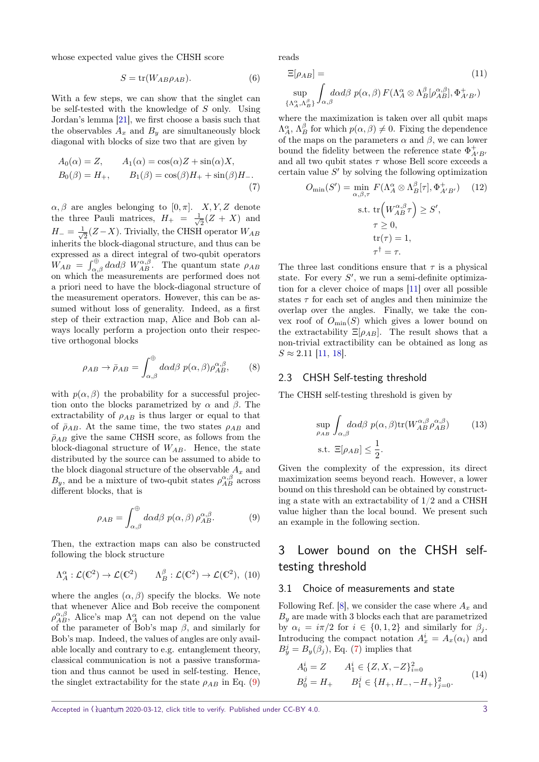whose expected value gives the CHSH score

$$S = \mathrm{tr}(W_{AB}\rho_{AB}). \tag{6}$$

With a few steps, we can show that the singlet can be self-tested with the knowledge of $S$ only. Using Jordan's lemma [21], we first choose a basis such that the observables $A_x$ and $B_y$ are simultaneously block diagonal with blocks of size two that are given by

$$\begin{aligned} A_0(\alpha) &= Z, & A_1(\alpha) &= \cos(\alpha)Z + \sin(\alpha)X, \\ B_0(\beta) &= H_+, & B_1(\beta) &= \cos(\beta)H_+ + \sin(\beta)H_-. \end{aligned} \tag{7}$$

$\alpha, \beta$ are angles belonging to $[0, \pi]$. $X, Y, Z$ denote the three Pauli matrices, $H_+ = \frac{1}{\sqrt{2}}(Z + X)$ and $H_- = \frac{1}{\sqrt{2}}(Z - X)$. Trivially, the CHSH operator $W_{AB}$ inherits the block-diagonal structure, and thus can be expressed as a direct integral of two-qubit operators $W_{AB} = \int_{\alpha,\beta}^{\oplus} d\alpha d\beta\ W_{AB}^{\alpha,\beta}$. The quantum state $\rho_{AB}$ on which the measurements are performed does not a priori need to have the block-diagonal structure of the measurement operators. However, this can be assumed without loss of generality. Indeed, as a first step of their extraction map, Alice and Bob can always locally perform a projection onto their respective orthogonal blocks

$$\rho_{AB} \to \bar{\rho}_{AB} = \int_{\alpha,\beta}^{\oplus} d\alpha d\beta\ p(\alpha, \beta)\rho_{AB}^{\alpha,\beta}, \tag{8}$$

with $p(\alpha, \beta)$ the probability for a successful projection onto the blocks parametrized by $\alpha$ and $\beta$. The extractability of $\rho_{AB}$ is thus larger or equal to that of $\bar{\rho}_{AB}$. At the same time, the two states $\rho_{AB}$ and $\bar{\rho}_{AB}$ give the same CHSH score, as follows from the block-diagonal structure of $W_{AB}$. Hence, the state distributed by the source can be assumed to abide to the block diagonal structure of the observable $A_x$ and $B_y$, and be a mixture of two-qubit states $\rho_{AB}^{\alpha,\beta}$ across different blocks, that is

$$\rho_{AB} = \int_{\alpha,\beta}^{\oplus} d\alpha d\beta\ p(\alpha, \beta)\,\rho_{AB}^{\alpha,\beta}. \tag{9}$$

Then, the extraction maps can also be constructed following the block structure

$$\Lambda_A^{\alpha} : \mathcal{L}(\mathbb{C}^2) \to \mathcal{L}(\mathbb{C}^2) \qquad \Lambda_B^{\beta} : \mathcal{L}(\mathbb{C}^2) \to \mathcal{L}(\mathbb{C}^2), \tag{10}$$

where the angles $(\alpha, \beta)$ specify the blocks. We note that whenever Alice and Bob receive the component $\rho_{AB}^{\alpha,\beta}$, Alice's map $\Lambda_A^{\alpha}$ can not depend on the value of the parameter of Bob's map $\beta$, and similarly for Bob's map. Indeed, the values of angles are only available locally and contrary to e.g. entanglement theory, classical communication is not a passive transformation and thus cannot be used in self-testing. Hence, the singlet extractability for the state $\rho_{AB}$ in Eq. (9) reads

$$\Xi[\rho_{AB}] = \sup_{\{\Lambda_A^{\alpha}, \Lambda_B^{\beta}\}} \int_{\alpha,\beta} d\alpha d\beta\ p(\alpha, \beta)\, F(\Lambda_A^{\alpha} \otimes \Lambda_B^{\beta}[\rho_{AB}^{\alpha,\beta}], \Phi_{A'B'}^{+}) \tag{11}$$

where the maximization is taken over all qubit maps $\Lambda_A^{\alpha}$, $\Lambda_B^{\beta}$ for which $p(\alpha, \beta) \neq 0$. Fixing the dependence of the maps on the parameters $\alpha$ and $\beta$, we can lower bound the fidelity between the reference state $\Phi_{A'B'}^{+}$ and all two qubit states $\tau$ whose Bell score exceeds a certain value $S'$ by solving the following optimization

$$\begin{aligned} O_{\min}(S') = \min_{\alpha,\beta,\tau}\ & F(\Lambda_A^{\alpha} \otimes \Lambda_B^{\beta}[\tau], \Phi_{A'B'}^{+}) \\ \text{s.t. } & \mathrm{tr}\Big(W_{AB}^{\alpha,\beta}\tau\Big) \geq S', \\ & \tau \geq 0, \\ & \mathrm{tr}(\tau) = 1, \\ & \tau^{\dagger} = \tau. \end{aligned} \tag{12}$$

The three last conditions ensure that $\tau$ is a physical state. For every $S'$, we run a semi-definite optimization for a clever choice of maps [11] over all possible states $\tau$ for each set of angles and then minimize the overlap over the angles. Finally, we take the convex roof of $O_{\min}(S)$ which gives a lower bound on the extractability $\Xi[\rho_{AB}]$. The result shows that a non-trivial extractibility can be obtained as long as $S \approx 2.11$ [11, 18].

## 2.3 CHSH Self-testing threshold

The CHSH self-testing threshold is given by

$$\begin{aligned} \sup_{\rho_{AB}} & \int_{\alpha,\beta} d\alpha d\beta\ p(\alpha, \beta)\mathrm{tr}(W_{AB}^{\alpha,\beta}\rho_{AB}^{\alpha,\beta}) \\ \text{s.t. } & \Xi[\rho_{AB}] \leq \frac{1}{2}. \end{aligned} \tag{13}$$

Given the complexity of the expression, its direct maximization seems beyond reach. However, a lower bound on this threshold can be obtained by constructing a state with an extractability of $1/2$ and a CHSH value higher than the local bound. We present such an example in the following section.

# 3 Lower bound on the CHSH self-testing threshold

## 3.1 Choice of measurements and state

Following Ref. [8], we consider the case where $A_x$ and $B_y$ are made with 3 blocks each that are parametrized by $\alpha_i = i\pi/2$ for $i \in \{0, 1, 2\}$ and similarly for $\beta_j$. Introducing the compact notation $A_x^i = A_x(\alpha_i)$ and $B_y^j = B_y(\beta_j)$, Eq. (7) implies that

$$\begin{aligned} A_0^i &= Z & A_1^i &\in \{Z, X, -Z\}_{i=0}^{2} \\ B_0^j &= H_+ & B_1^j &\in \{H_+, H_-, -H_+\}_{j=0}^{2}. \end{aligned} \tag{14}$$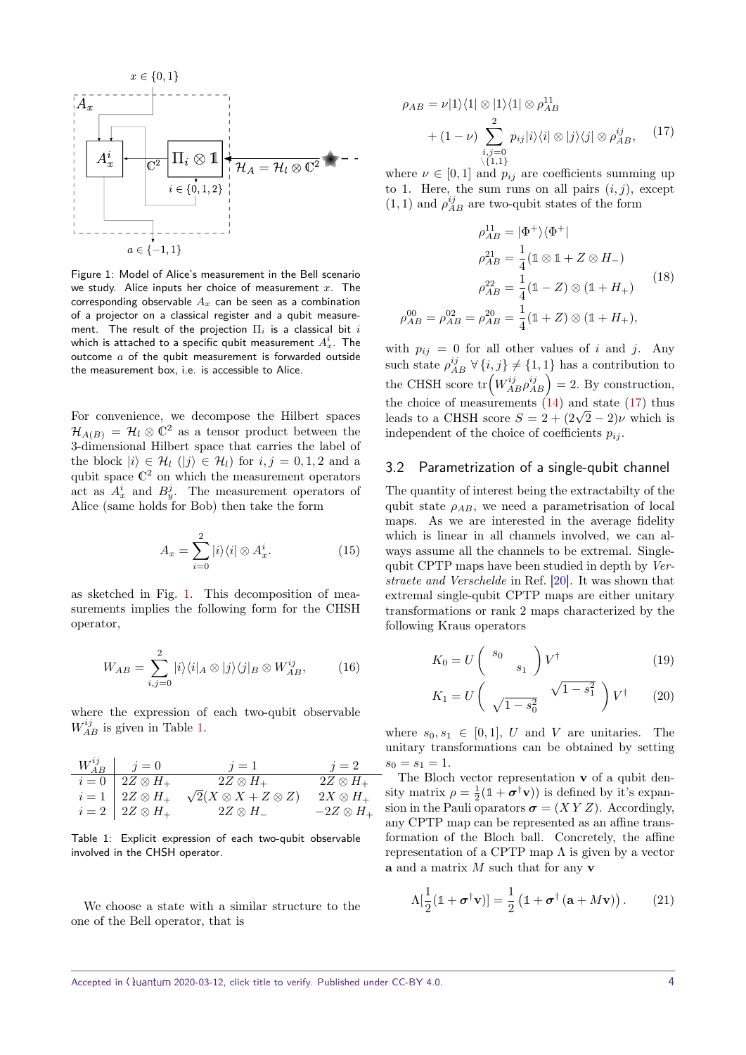Figure 1: Model of Alice's measurement in the Bell scenario we study. Alice inputs her choice of measurement $x$. The corresponding observable $A_x$ can be seen as a combination of a projector on a classical register and a qubit measurement. The result of the projection $\Pi_i$ is a classical bit $i$ which is attached to a specific qubit measurement $A_x^i$. The outcome $a$ of the qubit measurement is forwarded outside the measurement box, i.e. is accessible to Alice.

For convenience, we decompose the Hilbert spaces $\mathcal{H}_{A(B)} = \mathcal{H}_l \otimes \mathbb{C}^2$ as a tensor product between the 3-dimensional Hilbert space that carries the label of the block $|i\rangle \in \mathcal{H}_l$ ($|j\rangle \in \mathcal{H}_l$) for $i, j = 0, 1, 2$ and a qubit space $\mathbb{C}^2$ on which the measurement operators act as $A_x^i$ and $B_y^j$. The measurement operators of Alice (same holds for Bob) then take the form

$$A_x = \sum_{i=0}^{2} |i\rangle\langle i| \otimes A_x^i. \tag{15}$$

as sketched in Fig. 1. This decomposition of measurements implies the following form for the CHSH operator,

$$W_{AB} = \sum_{i,j=0}^{2} |i\rangle\langle i|_A \otimes |j\rangle\langle j|_B \otimes W_{AB}^{ij}, \tag{16}$$

where the expression of each two-qubit observable $W_{AB}^{ij}$ is given in Table 1.

| $W_{AB}^{ij}$ | $j=0$ | $j=1$ | $j=2$ |
|---|---|---|---|
| $i=0$ | $2Z \otimes H_+$ | $2Z \otimes H_+$ | $2Z \otimes H_+$ |
| $i=1$ | $2Z \otimes H_+$ | $\sqrt{2}(X \otimes X + Z \otimes Z)$ | $2X \otimes H_+$ |
| $i=2$ | $2Z \otimes H_+$ | $2Z \otimes H_-$ | $-2Z \otimes H_+$ |

Table 1: Explicit expression of each two-qubit observable involved in the CHSH operator.

We choose a state with a similar structure to the one of the Bell operator, that is

$$\begin{aligned}\rho_{AB} &= \nu |1\rangle\langle 1| \otimes |1\rangle\langle 1| \otimes \rho_{AB}^{11} \\ &+ (1-\nu) \sum_{\substack{i,j=0 \\ \setminus\{1,1\}}}^{2} p_{ij} |i\rangle\langle i| \otimes |j\rangle\langle j| \otimes \rho_{AB}^{ij},\end{aligned} \tag{17}$$

where $\nu \in [0,1]$ and $p_{ij}$ are coefficients summing up to 1. Here, the sum runs on all pairs $(i,j)$, except $(1,1)$ and $\rho_{AB}^{ij}$ are two-qubit states of the form

$$\begin{aligned}\rho_{AB}^{11} &= |\Phi^+\rangle\langle\Phi^+| \\ \rho_{AB}^{21} &= \frac{1}{4}(\mathbb{1} \otimes \mathbb{1} + Z \otimes H_-) \\ \rho_{AB}^{22} &= \frac{1}{4}(\mathbb{1} - Z) \otimes (\mathbb{1} + H_+) \\ \rho_{AB}^{00} = \rho_{AB}^{02} = \rho_{AB}^{20} &= \frac{1}{4}(\mathbb{1} + Z) \otimes (\mathbb{1} + H_+),\end{aligned} \tag{18}$$

with $p_{ij} = 0$ for all other values of $i$ and $j$. Any such state $\rho_{AB}^{ij}$ $\forall \{i,j\} \neq \{1,1\}$ has a contribution to the CHSH score $\mathrm{tr}\left(W_{AB}^{ij} \rho_{AB}^{ij}\right) = 2$. By construction, the choice of measurements (14) and state (17) thus leads to a CHSH score $S = 2 + (2\sqrt{2} - 2)\nu$ which is independent of the choice of coefficients $p_{ij}$.

## 3.2 Parametrization of a single-qubit channel

The quantity of interest being the extractabilty of the qubit state $\rho_{AB}$, we need a parametrisation of local maps. As we are interested in the average fidelity which is linear in all channels involved, we can always assume all the channels to be extremal. Single-qubit CPTP maps have been studied in depth by *Verstraete and Verschelde* in Ref. [20]. It was shown that extremal single-qubit CPTP maps are either unitary transformations or rank 2 maps characterized by the following Kraus operators

$$K_0 = U \begin{pmatrix} s_0 & \\ & s_1 \end{pmatrix} V^\dagger \tag{19}$$

$$K_1 = U \begin{pmatrix} & \sqrt{1-s_1^2} \\ \sqrt{1-s_0^2} & \end{pmatrix} V^\dagger \tag{20}$$

where $s_0, s_1 \in [0,1]$, $U$ and $V$ are unitaries. The unitary transformations can be obtained by setting $s_0 = s_1 = 1$.

The Bloch vector representation $\mathbf{v}$ of a qubit density matrix $\rho = \frac{1}{2}(\mathbb{1} + \boldsymbol{\sigma}^\dagger \mathbf{v})$) is defined by its expansion in the Pauli oparators $\boldsymbol{\sigma} = (X\,Y\,Z)$. Accordingly, any CPTP map can be represented as an affine transformation of the Bloch ball. Concretely, the affine representation of a CPTP map $\Lambda$ is given by a vector $\mathbf{a}$ and a matrix $M$ such that for any $\mathbf{v}$

$$\Lambda[\frac{1}{2}(\mathbb{1} + \boldsymbol{\sigma}^\dagger \mathbf{v})] = \frac{1}{2}\left(\mathbb{1} + \boldsymbol{\sigma}^\dagger(\mathbf{a} + M\mathbf{v})\right). \tag{21}$$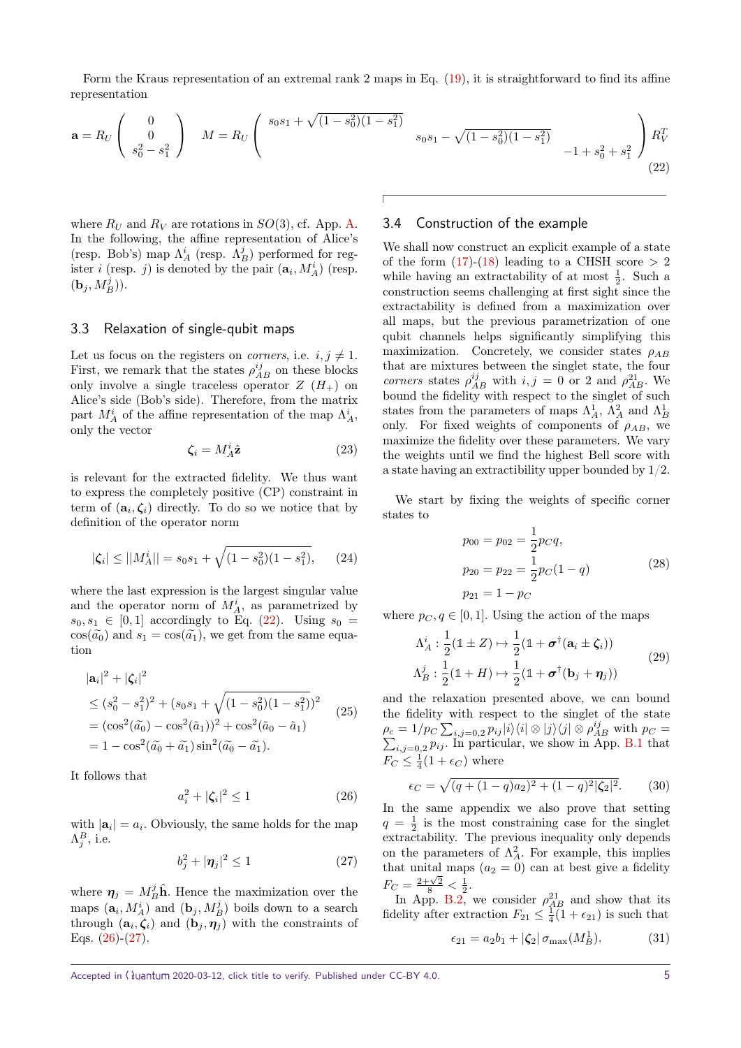Form the Kraus representation of an extremal rank 2 maps in Eq. (19), it is straightforward to find its affine representation

$$\mathbf{a} = R_U \begin{pmatrix} 0 \\ 0 \\ s_0^2 - s_1^2 \end{pmatrix} \quad M = R_U \begin{pmatrix} s_0 s_1 + \sqrt{(1-s_0^2)(1-s_1^2)} & & \\ & s_0 s_1 - \sqrt{(1-s_0^2)(1-s_1^2)} & \\ & & -1 + s_0^2 + s_1^2 \end{pmatrix} R_V^T \tag{22}$$

where $R_U$ and $R_V$ are rotations in $SO(3)$, cf. App. A. In the following, the affine representation of Alice's (resp. Bob's) map $\Lambda_A^i$ (resp. $\Lambda_B^j$) performed for register $i$ (resp. $j$) is denoted by the pair $(\mathbf{a}_i, M_A^i)$ (resp. $(\mathbf{b}_j, M_B^j)$).

### 3.3 Relaxation of single-qubit maps

Let us focus on the registers on *corners*, i.e. $i, j \neq 1$. First, we remark that the states $\rho_{AB}^{ij}$ on these blocks only involve a single traceless operator $Z$ ($H_+$) on Alice's side (Bob's side). Therefore, from the matrix part $M_A^i$ of the affine representation of the map $\Lambda_A^i$, only the vector

$$\boldsymbol{\zeta}_i = M_A^i \hat{\mathbf{z}} \tag{23}$$

is relevant for the extracted fidelity. We thus want to express the completely positive (CP) constraint in term of $(\mathbf{a}_i, \boldsymbol{\zeta}_i)$ directly. To do so we notice that by definition of the operator norm

$$|\boldsymbol{\zeta}_i| \leq ||M_A^i|| = s_0 s_1 + \sqrt{(1-s_0^2)(1-s_1^2)}, \tag{24}$$

where the last expression is the largest singular value and the operator norm of $M_A^i$, as parametrized by $s_0, s_1 \in [0,1]$ accordingly to Eq. (22). Using $s_0 = \cos(\widetilde{a}_0)$ and $s_1 = \cos(\widetilde{a}_1)$, we get from the same equation

$$\begin{aligned} &|\mathbf{a}_i|^2 + |\boldsymbol{\zeta}_i|^2 \\ &\leq (s_0^2 - s_1^2)^2 + (s_0 s_1 + \sqrt{(1-s_0^2)(1-s_1^2)})^2 \\ &= (\cos^2(\widetilde{a}_0) - \cos^2(\tilde{a}_1))^2 + \cos^2(\tilde{a}_0 - \tilde{a}_1) \\ &= 1 - \cos^2(\widetilde{a}_0 + \widetilde{a}_1) \sin^2(\widetilde{a}_0 - \widetilde{a}_1). \end{aligned} \tag{25}$$

It follows that

$$a_i^2 + |\boldsymbol{\zeta}_i|^2 \leq 1 \tag{26}$$

with $|\mathbf{a}_i| = a_i$. Obviously, the same holds for the map $\Lambda_j^B$, i.e.

$$b_j^2 + |\boldsymbol{\eta}_j|^2 \leq 1 \tag{27}$$

where $\boldsymbol{\eta}_j = M_B^j \hat{\mathbf{h}}$. Hence the maximization over the maps $(\mathbf{a}_i, M_A^i)$ and $(\mathbf{b}_j, M_B^j)$ boils down to a search through $(\mathbf{a}_i, \boldsymbol{\zeta}_i)$ and $(\mathbf{b}_j, \boldsymbol{\eta}_j)$ with the constraints of Eqs. (26)-(27).

### 3.4 Construction of the example

We shall now construct an explicit example of a state of the form (17)-(18) leading to a CHSH score $> 2$ while having an extractability of at most $\frac{1}{2}$. Such a construction seems challenging at first sight since the extractability is defined from a maximization over all maps, but the previous parametrization of one qubit channels helps significantly simplifying this maximization. Concretely, we consider states $\rho_{AB}$ that are mixtures between the singlet state, the four *corners* states $\rho_{AB}^{ij}$ with $i, j = 0$ or $2$ and $\rho_{AB}^{21}$. We bound the fidelity with respect to the singlet of such states from the parameters of maps $\Lambda_A^1$, $\Lambda_A^2$ and $\Lambda_B^1$ only. For fixed weights of components of $\rho_{AB}$, we maximize the fidelity over these parameters. We vary the weights until we find the highest Bell score with a state having an extractibility upper bounded by $1/2$.

We start by fixing the weights of specific corner states to

$$\begin{aligned} p_{00} &= p_{02} = \frac{1}{2} p_C q, \\ p_{20} &= p_{22} = \frac{1}{2} p_C (1-q) \\ p_{21} &= 1 - p_C \end{aligned} \tag{28}$$

where $p_C, q \in [0,1]$. Using the action of the maps

$$\begin{aligned} \Lambda_A^i &: \frac{1}{2}(\mathbb{1} \pm Z) \mapsto \frac{1}{2}(\mathbb{1} + \boldsymbol{\sigma}^\dagger(\mathbf{a}_i \pm \boldsymbol{\zeta}_i)) \\ \Lambda_B^j &: \frac{1}{2}(\mathbb{1} + H) \mapsto \frac{1}{2}(\mathbb{1} + \boldsymbol{\sigma}^\dagger(\mathbf{b}_j + \boldsymbol{\eta}_j)) \end{aligned} \tag{29}$$

and the relaxation presented above, we can bound the fidelity with respect to the singlet of the state $\rho_c = 1/p_C \sum_{i,j=0,2} p_{ij} |i\rangle\langle i| \otimes |j\rangle\langle j| \otimes \rho_{AB}^{ij}$ with $p_C = \sum_{i,j=0,2} p_{ij}$. In particular, we show in App. B.1 that $F_C \leq \frac{1}{4}(1 + \epsilon_C)$ where

$$\epsilon_C = \sqrt{(q + (1-q)a_2)^2 + (1-q)^2 |\boldsymbol{\zeta}_2|^2}. \tag{30}$$

In the same appendix we also prove that setting $q = \frac{1}{2}$ is the most constraining case for the singlet extractability. The previous inequality only depends on the parameters of $\Lambda_A^2$. For example, this implies that unital maps ($a_2 = 0$) can at best give a fidelity $F_C = \frac{2+\sqrt{2}}{8} < \frac{1}{2}$.

In App. B.2, we consider $\rho_{AB}^{21}$ and show that its fidelity after extraction $F_{21} \leq \frac{1}{4}(1 + \epsilon_{21})$ is such that

$$\epsilon_{21} = a_2 b_1 + |\boldsymbol{\zeta}_2| \, \sigma_{\max}(M_B^1). \tag{31}$$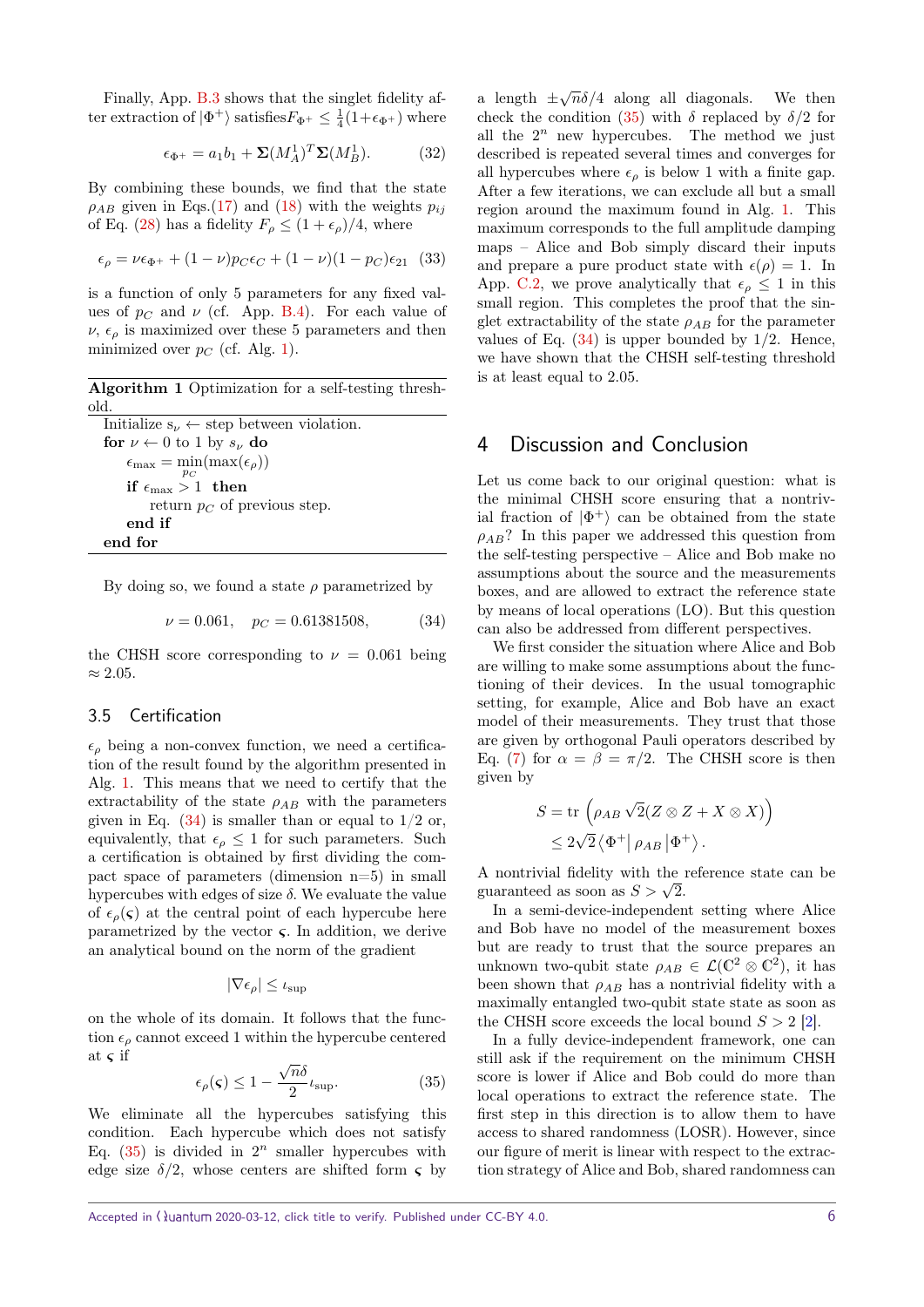Finally, App. B.3 shows that the singlet fidelity after extraction of $|\Phi^+\rangle$ satisfies $F_{\Phi^+} \leq \frac{1}{4}(1+\epsilon_{\Phi^+})$ where

$$\epsilon_{\Phi^+} = a_1 b_1 + \mathbf{\Sigma}(M_A^1)^T \mathbf{\Sigma}(M_B^1). \tag{32}$$

By combining these bounds, we find that the state $\rho_{AB}$ given in Eqs.(17) and (18) with the weights $p_{ij}$ of Eq. (28) has a fidelity $F_\rho \leq (1+\epsilon_\rho)/4$, where

$$\epsilon_\rho = \nu\epsilon_{\Phi^+} + (1-\nu)p_C\epsilon_C + (1-\nu)(1-p_C)\epsilon_{21} \tag{33}$$

is a function of only 5 parameters for any fixed values of $p_C$ and $\nu$ (cf. App. B.4). For each value of $\nu$, $\epsilon_\rho$ is maximized over these 5 parameters and then minimized over $p_C$ (cf. Alg. 1).

**Algorithm 1** Optimization for a self-testing threshold.

```
Initialize s_ν ← step between violation.
for ν ← 0 to 1 by s_ν do
    ε_max = min_{p_C}(max(ε_ρ))
    if ε_max > 1 then
        return p_C of previous step.
    end if
end for
```

By doing so, we found a state $\rho$ parametrized by

$$\nu = 0.061, \quad p_C = 0.61381508, \tag{34}$$

the CHSH score corresponding to $\nu = 0.061$ being $\approx 2.05$.

### 3.5 Certification

$\epsilon_\rho$ being a non-convex function, we need a certification of the result found by the algorithm presented in Alg. 1. This means that we need to certify that the extractability of the state $\rho_{AB}$ with the parameters given in Eq. (34) is smaller than or equal to 1/2 or, equivalently, that $\epsilon_\rho \leq 1$ for such parameters. Such a certification is obtained by first dividing the compact space of parameters (dimension n=5) in small hypercubes with edges of size $\delta$. We evaluate the value of $\epsilon_\rho(\varsigma)$ at the central point of each hypercube here parametrized by the vector $\varsigma$. In addition, we derive an analytical bound on the norm of the gradient

$$|\nabla\epsilon_\rho| \leq \iota_{\text{sup}}$$

on the whole of its domain. It follows that the function $\epsilon_\rho$ cannot exceed 1 within the hypercube centered at $\varsigma$ if

$$\epsilon_\rho(\varsigma) \leq 1 - \frac{\sqrt{n}\delta}{2}\iota_{\text{sup}}. \tag{35}$$

We eliminate all the hypercubes satisfying this condition. Each hypercube which does not satisfy Eq. (35) is divided in $2^n$ smaller hypercubes with edge size $\delta/2$, whose centers are shifted form $\varsigma$ by a length $\pm\sqrt{n}\delta/4$ along all diagonals. We then check the condition (35) with $\delta$ replaced by $\delta/2$ for all the $2^n$ new hypercubes. The method we just described is repeated several times and converges for all hypercubes where $\epsilon_\rho$ is below 1 with a finite gap. After a few iterations, we can exclude all but a small region around the maximum found in Alg. 1. This maximum corresponds to the full amplitude damping maps – Alice and Bob simply discard their inputs and prepare a pure product state with $\epsilon(\rho) = 1$. In App. C.2, we prove analytically that $\epsilon_\rho \leq 1$ in this small region. This completes the proof that the singlet extractability of the state $\rho_{AB}$ for the parameter values of Eq. (34) is upper bounded by 1/2. Hence, we have shown that the CHSH self-testing threshold is at least equal to 2.05.

## 4 Discussion and Conclusion

Let us come back to our original question: what is the minimal CHSH score ensuring that a nontrivial fraction of $|\Phi^+\rangle$ can be obtained from the state $\rho_{AB}$? In this paper we addressed this question from the self-testing perspective – Alice and Bob make no assumptions about the source and the measurements boxes, and are allowed to extract the reference state by means of local operations (LO). But this question can also be addressed from different perspectives.

We first consider the situation where Alice and Bob are willing to make some assumptions about the functioning of their devices. In the usual tomographic setting, for example, Alice and Bob have an exact model of their measurements. They trust that those are given by orthogonal Pauli operators described by Eq. (7) for $\alpha = \beta = \pi/2$. The CHSH score is then given by

$$\begin{aligned} S &= \text{tr}\left(\rho_{AB}\sqrt{2}(Z\otimes Z + X\otimes X)\right) \\ &\leq 2\sqrt{2}\langle\Phi^+|\,\rho_{AB}\,|\Phi^+\rangle. \end{aligned}$$

A nontrivial fidelity with the reference state can be guaranteed as soon as $S > \sqrt{2}$.

In a semi-device-independent setting where Alice and Bob have no model of the measurement boxes but are ready to trust that the source prepares an unknown two-qubit state $\rho_{AB} \in \mathcal{L}(\mathbb{C}^2\otimes\mathbb{C}^2)$, it has been shown that $\rho_{AB}$ has a nontrivial fidelity with a maximally entangled two-qubit state state as soon as the CHSH score exceeds the local bound $S > 2$ [2].

In a fully device-independent framework, one can still ask if the requirement on the minimum CHSH score is lower if Alice and Bob could do more than local operations to extract the reference state. The first step in this direction is to allow them to have access to shared randomness (LOSR). However, since our figure of merit is linear with respect to the extraction strategy of Alice and Bob, shared randomness can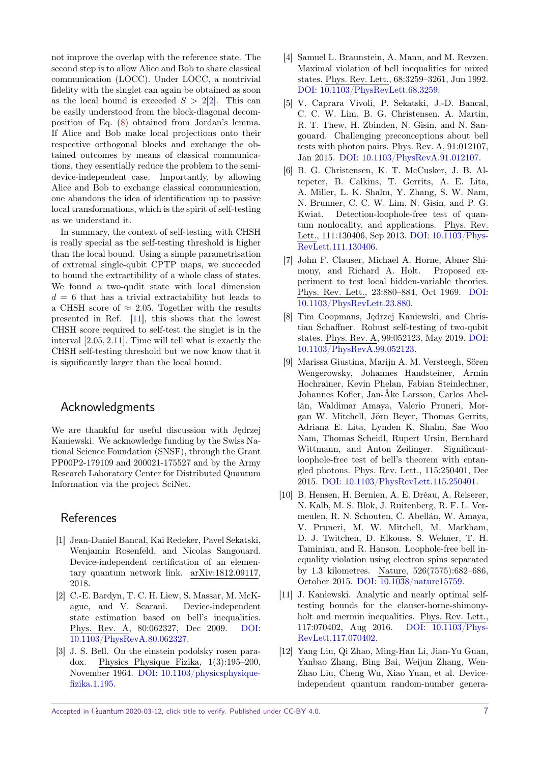not improve the overlap with the reference state. The second step is to allow Alice and Bob to share classical communication (LOCC). Under LOCC, a nontrivial fidelity with the singlet can again be obtained as soon as the local bound is exceeded $S > 2$[2]. This can be easily understood from the block-diagonal decomposition of Eq. (8) obtained from Jordan's lemma. If Alice and Bob make local projections onto their respective orthogonal blocks and exchange the obtained outcomes by means of classical communications, they essentially reduce the problem to the semi-device-independent case. Importantly, by allowing Alice and Bob to exchange classical communication, one abandons the idea of identification up to passive local transformations, which is the spirit of self-testing as we understand it.

In summary, the context of self-testing with CHSH is really special as the self-testing threshold is higher than the local bound. Using a simple parametrisation of extremal single-qubit CPTP maps, we succeeded to bound the extractibility of a whole class of states. We found a two-qudit state with local dimension $d = 6$ that has a trivial extractability but leads to a CHSH score of $\approx 2.05$. Together with the results presented in Ref. [11], this shows that the lowest CHSH score required to self-test the singlet is in the interval $[2.05, 2.11]$. Time will tell what is exactly the CHSH self-testing threshold but we now know that it is significantly larger than the local bound.

## Acknowledgments

We are thankful for useful discussion with Jędrzej Kaniewski. We acknowledge funding by the Swiss National Science Foundation (SNSF), through the Grant PP00P2-179109 and 200021-175527 and by the Army Research Laboratory Center for Distributed Quantum Information via the project SciNet.

## References

[1] Jean-Daniel Bancal, Kai Redeker, Pavel Sekatski, Wenjamin Rosenfeld, and Nicolas Sangouard. Device-independent certification of an elementary quantum network link. arXiv:1812.09117, 2018.

[2] C.-E. Bardyn, T. C. H. Liew, S. Massar, M. McKague, and V. Scarani. Device-independent state estimation based on bell's inequalities. Phys. Rev. A, 80:062327, Dec 2009. DOI: 10.1103/PhysRevA.80.062327.

[3] J. S. Bell. On the einstein podolsky rosen paradox. Physics Physique Fizika, 1(3):195–200, November 1964. DOI: 10.1103/physicsphysiquefizika.1.195.

[4] Samuel L. Braunstein, A. Mann, and M. Revzen. Maximal violation of bell inequalities for mixed states. Phys. Rev. Lett., 68:3259–3261, Jun 1992. DOI: 10.1103/PhysRevLett.68.3259.

[5] V. Caprara Vivoli, P. Sekatski, J.-D. Bancal, C. C. W. Lim, B. G. Christensen, A. Martin, R. T. Thew, H. Zbinden, N. Gisin, and N. Sangouard. Challenging preconceptions about bell tests with photon pairs. Phys. Rev. A, 91:012107, Jan 2015. DOI: 10.1103/PhysRevA.91.012107.

[6] B. G. Christensen, K. T. McCusker, J. B. Altepeter, B. Calkins, T. Gerrits, A. E. Lita, A. Miller, L. K. Shalm, Y. Zhang, S. W. Nam, N. Brunner, C. C. W. Lim, N. Gisin, and P. G. Kwiat. Detection-loophole-free test of quantum nonlocality, and applications. Phys. Rev. Lett., 111:130406, Sep 2013. DOI: 10.1103/PhysRevLett.111.130406.

[7] John F. Clauser, Michael A. Horne, Abner Shimony, and Richard A. Holt. Proposed experiment to test local hidden-variable theories. Phys. Rev. Lett., 23:880–884, Oct 1969. DOI: 10.1103/PhysRevLett.23.880.

[8] Tim Coopmans, Jędrzej Kaniewski, and Christian Schaffner. Robust self-testing of two-qubit states. Phys. Rev. A, 99:052123, May 2019. DOI: 10.1103/PhysRevA.99.052123.

[9] Marissa Giustina, Marijn A. M. Versteegh, Sören Wengerowsky, Johannes Handsteiner, Armin Hochrainer, Kevin Phelan, Fabian Steinlechner, Johannes Kofler, Jan-Åke Larsson, Carlos Abellán, Waldimar Amaya, Valerio Pruneri, Morgan W. Mitchell, Jörn Beyer, Thomas Gerrits, Adriana E. Lita, Lynden K. Shalm, Sae Woo Nam, Thomas Scheidl, Rupert Ursin, Bernhard Wittmann, and Anton Zeilinger. Significant-loophole-free test of bell's theorem with entangled photons. Phys. Rev. Lett., 115:250401, Dec 2015. DOI: 10.1103/PhysRevLett.115.250401.

[10] B. Hensen, H. Bernien, A. E. Dréau, A. Reiserer, N. Kalb, M. S. Blok, J. Ruitenberg, R. F. L. Vermeulen, R. N. Schouten, C. Abellán, W. Amaya, V. Pruneri, M. W. Mitchell, M. Markham, D. J. Twitchen, D. Elkouss, S. Wehner, T. H. Taminiau, and R. Hanson. Loophole-free bell inequality violation using electron spins separated by 1.3 kilometres. Nature, 526(7575):682–686, October 2015. DOI: 10.1038/nature15759.

[11] J. Kaniewski. Analytic and nearly optimal self-testing bounds for the clauser-horne-shimony-holt and mermin inequalities. Phys. Rev. Lett., 117:070402, Aug 2016. DOI: 10.1103/PhysRevLett.117.070402.

[12] Yang Liu, Qi Zhao, Ming-Han Li, Jian-Yu Guan, Yanbao Zhang, Bing Bai, Weijun Zhang, Wen-Zhao Liu, Cheng Wu, Xiao Yuan, et al. Device-independent quantum random-number genera-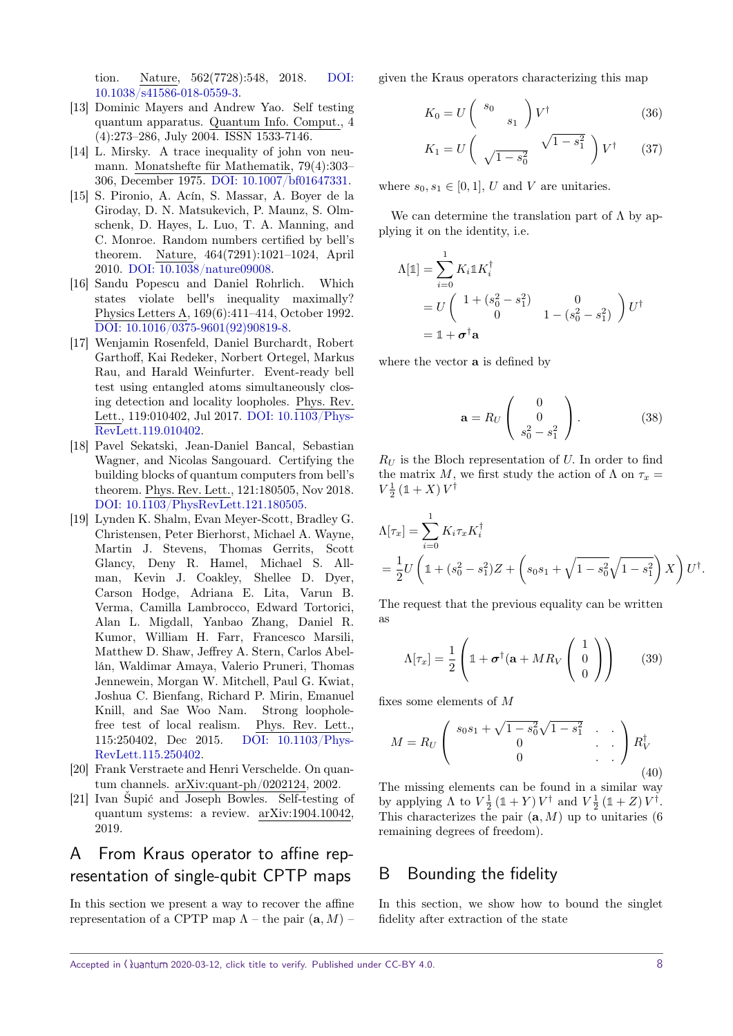tion. Nature, 562(7728):548, 2018. DOI: 10.1038/s41586-018-0559-3.

[13] Dominic Mayers and Andrew Yao. Self testing quantum apparatus. Quantum Info. Comput., 4 (4):273–286, July 2004. ISSN 1533-7146.

[14] L. Mirsky. A trace inequality of john von neumann. Monatshefte für Mathematik, 79(4):303–306, December 1975. DOI: 10.1007/bf01647331.

[15] S. Pironio, A. Acín, S. Massar, A. Boyer de la Giroday, D. N. Matsukevich, P. Maunz, S. Olmschenk, D. Hayes, L. Luo, T. A. Manning, and C. Monroe. Random numbers certified by bell's theorem. Nature, 464(7291):1021–1024, April 2010. DOI: 10.1038/nature09008.

[16] Sandu Popescu and Daniel Rohrlich. Which states violate bell's inequality maximally? Physics Letters A, 169(6):411–414, October 1992. DOI: 10.1016/0375-9601(92)90819-8.

[17] Wenjamin Rosenfeld, Daniel Burchardt, Robert Garthoff, Kai Redeker, Norbert Ortegel, Markus Rau, and Harald Weinfurter. Event-ready bell test using entangled atoms simultaneously closing detection and locality loopholes. Phys. Rev. Lett., 119:010402, Jul 2017. DOI: 10.1103/PhysRevLett.119.010402.

[18] Pavel Sekatski, Jean-Daniel Bancal, Sebastian Wagner, and Nicolas Sangouard. Certifying the building blocks of quantum computers from bell's theorem. Phys. Rev. Lett., 121:180505, Nov 2018. DOI: 10.1103/PhysRevLett.121.180505.

[19] Lynden K. Shalm, Evan Meyer-Scott, Bradley G. Christensen, Peter Bierhorst, Michael A. Wayne, Martin J. Stevens, Thomas Gerrits, Scott Glancy, Deny R. Hamel, Michael S. Allman, Kevin J. Coakley, Shellee D. Dyer, Carson Hodge, Adriana E. Lita, Varun B. Verma, Camilla Lambrocco, Edward Tortorici, Alan L. Migdall, Yanbao Zhang, Daniel R. Kumor, William H. Farr, Francesco Marsili, Matthew D. Shaw, Jeffrey A. Stern, Carlos Abellán, Waldimar Amaya, Valerio Pruneri, Thomas Jennewein, Morgan W. Mitchell, Paul G. Kwiat, Joshua C. Bienfang, Richard P. Mirin, Emanuel Knill, and Sae Woo Nam. Strong loophole-free test of local realism. Phys. Rev. Lett., 115:250402, Dec 2015. DOI: 10.1103/PhysRevLett.115.250402.

[20] Frank Verstraete and Henri Verschelde. On quantum channels. arXiv:quant-ph/0202124, 2002.

[21] Ivan Šupić and Joseph Bowles. Self-testing of quantum systems: a review. arXiv:1904.10042, 2019.

# A From Kraus operator to affine representation of single-qubit CPTP maps

In this section we present a way to recover the affine representation of a CPTP map $\Lambda$ – the pair $(\mathbf{a}, M)$ – given the Kraus operators characterizing this map

$$K_0 = U \begin{pmatrix} s_0 & \\ & s_1 \end{pmatrix} V^\dagger \tag{36}$$

$$K_1 = U \begin{pmatrix} & \sqrt{1-s_1^2} \\ \sqrt{1-s_0^2} & \end{pmatrix} V^\dagger \tag{37}$$

where $s_0, s_1 \in [0,1]$, $U$ and $V$ are unitaries.

We can determine the translation part of $\Lambda$ by applying it on the identity, i.e.

$$\begin{aligned}
\Lambda[\mathbb{1}] &= \sum_{i=0}^{1} K_i \mathbb{1} K_i^\dagger \\
&= U \begin{pmatrix} 1 + (s_0^2 - s_1^2) & 0 \\ 0 & 1 - (s_0^2 - s_1^2) \end{pmatrix} U^\dagger \\
&= \mathbb{1} + \boldsymbol{\sigma}^\dagger \mathbf{a}
\end{aligned}$$

where the vector $\mathbf{a}$ is defined by

$$\mathbf{a} = R_U \begin{pmatrix} 0 \\ 0 \\ s_0^2 - s_1^2 \end{pmatrix}. \tag{38}$$

$R_U$ is the Bloch representation of $U$. In order to find the matrix $M$, we first study the action of $\Lambda$ on $\tau_x = V \frac{1}{2} (\mathbb{1} + X) V^\dagger$

$$\begin{aligned}
\Lambda[\tau_x] &= \sum_{i=0}^{1} K_i \tau_x K_i^\dagger \\
&= \frac{1}{2} U \left( \mathbb{1} + (s_0^2 - s_1^2) Z + \left( s_0 s_1 + \sqrt{1-s_0^2}\sqrt{1-s_1^2} \right) X \right) U^\dagger.
\end{aligned}$$

The request that the previous equality can be written as

$$\Lambda[\tau_x] = \frac{1}{2} \left( \mathbb{1} + \boldsymbol{\sigma}^\dagger (\mathbf{a} + M R_V \begin{pmatrix} 1 \\ 0 \\ 0 \end{pmatrix} \right) \tag{39}$$

fixes some elements of $M$

$$M = R_U \begin{pmatrix} s_0 s_1 + \sqrt{1-s_0^2}\sqrt{1-s_1^2} & . & . \\ 0 & . & . \\ 0 & . & . \end{pmatrix} R_V^\dagger \tag{40}$$

The missing elements can be found in a similar way by applying $\Lambda$ to $V \frac{1}{2} (\mathbb{1} + Y) V^\dagger$ and $V \frac{1}{2} (\mathbb{1} + Z) V^\dagger$. This characterizes the pair $(\mathbf{a}, M)$ up to unitaries (6 remaining degrees of freedom).

# B Bounding the fidelity

In this section, we show how to bound the singlet fidelity after extraction of the state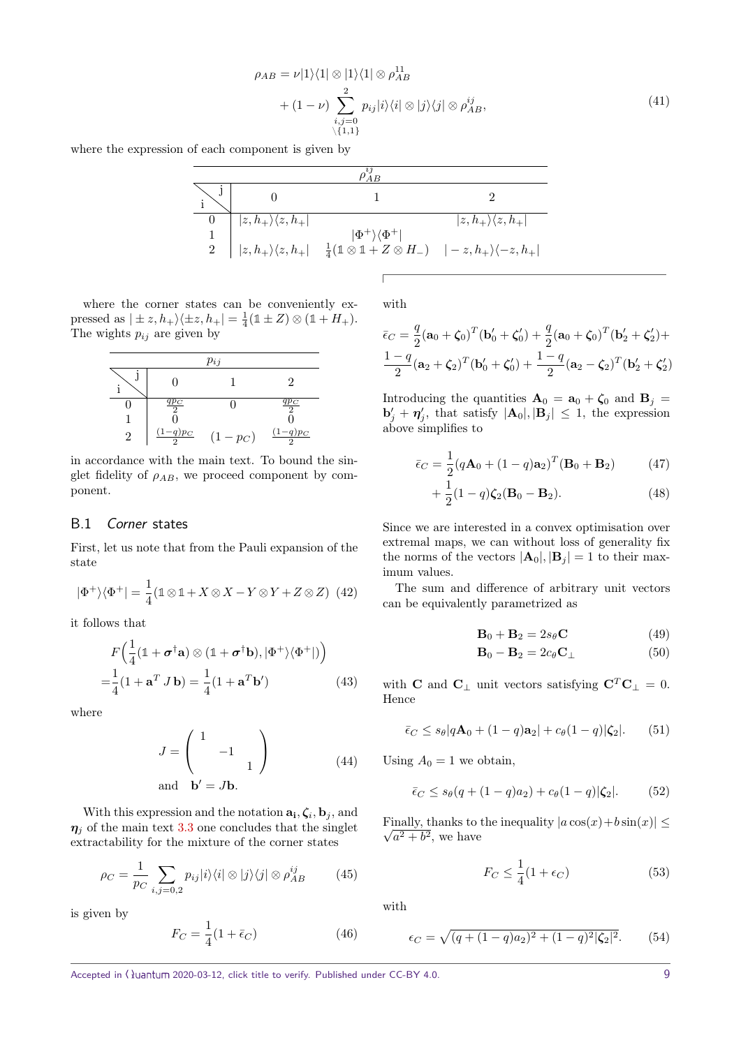$$\rho_{AB} = \nu|1\rangle\langle 1| \otimes |1\rangle\langle 1| \otimes \rho_{AB}^{11} + (1-\nu) \sum_{\substack{i,j=0 \\ \setminus\{1,1\}}}^{2} p_{ij}|i\rangle\langle i| \otimes |j\rangle\langle j| \otimes \rho_{AB}^{ij}, \tag{41}$$

where the expression of each component is given by

| i \ j | 0 | 1 | 2 |
|---|---|---|---|
| 0 | $\vert z,h_+\rangle\langle z,h_+\vert$ | | $\vert z,h_+\rangle\langle z,h_+\vert$ |
| 1 | | $\vert\Phi^+\rangle\langle\Phi^+\vert$ | |
| 2 | $\vert z,h_+\rangle\langle z,h_+\vert$ | $\frac{1}{4}(\mathbb{1}\otimes\mathbb{1} + Z\otimes H_-)$ | $\vert -z,h_+\rangle\langle -z,h_+\vert$ |

where the corner states can be conveniently expressed as $|\pm z, h_+\rangle\langle \pm z, h_+| = \frac{1}{4}(\mathbb{1} \pm Z) \otimes (\mathbb{1} + H_+)$. The wights $p_{ij}$ are given by

| i \ j | 0 | 1 | 2 |
|---|---|---|---|
| 0 | $\frac{qp_C}{2}$ | 0 | $\frac{qp_C}{2}$ |
| 1 | 0 | | 0 |
| 2 | $\frac{(1-q)p_C}{2}$ | $(1-p_C)$ | $\frac{(1-q)p_C}{2}$ |

in accordance with the main text. To bound the singlet fidelity of $\rho_{AB}$, we proceed component by component.

## B.1 *Corner* states

First, let us note that from the Pauli expansion of the state

$$|\Phi^+\rangle\langle\Phi^+| = \frac{1}{4}(\mathbb{1}\otimes\mathbb{1} + X\otimes X - Y\otimes Y + Z\otimes Z) \tag{42}$$

it follows that

$$\begin{aligned} &F\Big(\frac{1}{4}(\mathbb{1} + \boldsymbol{\sigma}^\dagger \mathbf{a}) \otimes (\mathbb{1} + \boldsymbol{\sigma}^\dagger \mathbf{b}), |\Phi^+\rangle\langle\Phi^+|\Big) \\ =&\frac{1}{4}(1 + \mathbf{a}^T J\, \mathbf{b}) = \frac{1}{4}(1 + \mathbf{a}^T \mathbf{b}') \end{aligned} \tag{43}$$

where

$$J = \begin{pmatrix} 1 & & \\ & -1 & \\ & & 1 \end{pmatrix} \quad \text{and} \quad \mathbf{b}' = J\mathbf{b}. \tag{44}$$

With this expression and the notation $\mathbf{a_i}, \boldsymbol{\zeta}_i, \mathbf{b}_j$, and $\boldsymbol{\eta}_j$ of the main text 3.3 one concludes that the singlet extractability for the mixture of the corner states

$$\rho_C = \frac{1}{p_C} \sum_{i,j=0,2} p_{ij}|i\rangle\langle i| \otimes |j\rangle\langle j| \otimes \rho_{AB}^{ij} \tag{45}$$

is given by

$$F_C = \frac{1}{4}(1 + \bar{\epsilon}_C) \tag{46}$$

with

$$\bar{\epsilon}_C = \frac{q}{2}(\mathbf{a}_0 + \boldsymbol{\zeta}_0)^T(\mathbf{b}_0' + \boldsymbol{\zeta}_0') + \frac{q}{2}(\mathbf{a}_0 + \boldsymbol{\zeta}_0)^T(\mathbf{b}_2' + \boldsymbol{\zeta}_2') + \frac{1-q}{2}(\mathbf{a}_2 + \boldsymbol{\zeta}_2)^T(\mathbf{b}_0' + \boldsymbol{\zeta}_0') + \frac{1-q}{2}(\mathbf{a}_2 - \boldsymbol{\zeta}_2)^T(\mathbf{b}_2' + \boldsymbol{\zeta}_2')$$

Introducing the quantities $\mathbf{A}_0 = \mathbf{a}_0 + \boldsymbol{\zeta}_0$ and $\mathbf{B}_j = \mathbf{b}_j' + \boldsymbol{\eta}_j'$, that satisfy $|\mathbf{A}_0|, |\mathbf{B}_j| \leq 1$, the expression above simplifies to

$$\bar{\epsilon}_C = \frac{1}{2}(q\mathbf{A}_0 + (1-q)\mathbf{a}_2)^T(\mathbf{B}_0 + \mathbf{B}_2) \tag{47}$$

$$+ \frac{1}{2}(1-q)\boldsymbol{\zeta}_2(\mathbf{B}_0 - \mathbf{B}_2). \tag{48}$$

Since we are interested in a convex optimisation over extremal maps, we can without loss of generality fix the norms of the vectors $|\mathbf{A}_0|, |\mathbf{B}_j| = 1$ to their maximum values.

The sum and difference of arbitrary unit vectors can be equivalently parametrized as

$$\mathbf{B}_0 + \mathbf{B}_2 = 2s_\theta \mathbf{C} \tag{49}$$

$$\mathbf{B}_0 - \mathbf{B}_2 = 2c_\theta \mathbf{C}_\perp \tag{50}$$

with $\mathbf{C}$ and $\mathbf{C}_\perp$ unit vectors satisfying $\mathbf{C}^T\mathbf{C}_\perp = 0$. Hence

$$\bar{\epsilon}_C \leq s_\theta|q\mathbf{A}_0 + (1-q)\mathbf{a}_2| + c_\theta(1-q)|\boldsymbol{\zeta}_2|. \tag{51}$$

Using $A_0 = 1$ we obtain,

$$\bar{\epsilon}_C \leq s_\theta(q + (1-q)a_2) + c_\theta(1-q)|\boldsymbol{\zeta}_2|. \tag{52}$$

Finally, thanks to the inequality $|a\cos(x) + b\sin(x)| \leq \sqrt{a^2 + b^2}$, we have

$$F_C \leq \frac{1}{4}(1 + \epsilon_C) \tag{53}$$

with

$$\epsilon_C = \sqrt{(q + (1-q)a_2)^2 + (1-q)^2|\boldsymbol{\zeta}_2|^2}. \tag{54}$$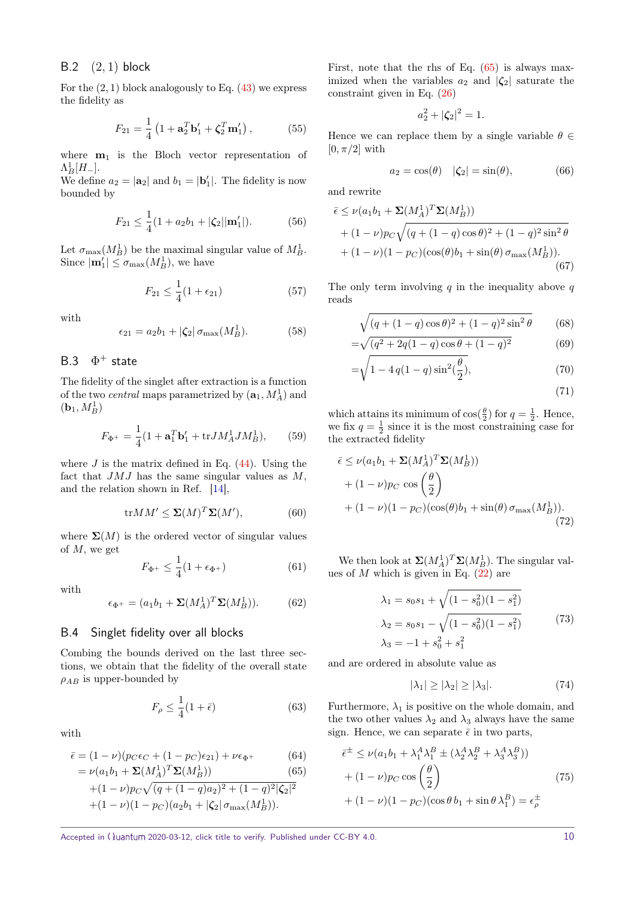### B.2 $(2,1)$ block

For the $(2,1)$ block analogously to Eq. (43) we express the fidelity as

$$F_{21} = \frac{1}{4}\left(1 + \mathbf{a}_2^T \mathbf{b}_1' + \boldsymbol{\zeta}_2^T \mathbf{m}_1'\right), \tag{55}$$

where $\mathbf{m}_1$ is the Bloch vector representation of $\Lambda_B^1[H_-]$.
We define $a_2 = |\mathbf{a}_2|$ and $b_1 = |\mathbf{b}_1'|$. The fidelity is now bounded by

$$F_{21} \le \frac{1}{4}(1 + a_2 b_1 + |\boldsymbol{\zeta}_2||\mathbf{m}_1'|). \tag{56}$$

Let $\sigma_{\max}(M_B^1)$ be the maximal singular value of $M_B^1$. Since $|\mathbf{m}_1'| \le \sigma_{\max}(M_B^1)$, we have

$$F_{21} \le \frac{1}{4}(1 + \epsilon_{21}) \tag{57}$$

with

$$\epsilon_{21} = a_2 b_1 + |\boldsymbol{\zeta}_2|\, \sigma_{\max}(M_B^1). \tag{58}$$

### B.3 $\Phi^+$ state

The fidelity of the singlet after extraction is a function of the two *central* maps parametrized by $(\mathbf{a}_1, M_A^1)$ and $(\mathbf{b}_1, M_B^1)$

$$F_{\Phi^+} = \frac{1}{4}(1 + \mathbf{a}_1^T \mathbf{b}_1' + \mathrm{tr} J M_A^1 J M_B^1), \tag{59}$$

where $J$ is the matrix defined in Eq. (44). Using the fact that $JMJ$ has the same singular values as $M$, and the relation shown in Ref. [14],

$$\mathrm{tr} M M' \le \boldsymbol{\Sigma}(M)^T \boldsymbol{\Sigma}(M'), \tag{60}$$

where $\boldsymbol{\Sigma}(M)$ is the ordered vector of singular values of $M$, we get

$$F_{\Phi^+} \le \frac{1}{4}(1 + \epsilon_{\Phi^+}) \tag{61}$$

with

$$\epsilon_{\Phi^+} = (a_1 b_1 + \boldsymbol{\Sigma}(M_A^1)^T \boldsymbol{\Sigma}(M_B^1)). \tag{62}$$

### B.4 Singlet fidelity over all blocks

Combing the bounds derived on the last three sections, we obtain that the fidelity of the overall state $\rho_{AB}$ is upper-bounded by

$$F_\rho \le \frac{1}{4}(1 + \bar{\epsilon}) \tag{63}$$

with

$$\begin{aligned}
\bar{\epsilon} &= (1-\nu)(p_C \epsilon_C + (1-p_C)\epsilon_{21}) + \nu \epsilon_{\Phi^+} && (64)\\
&= \nu(a_1 b_1 + \boldsymbol{\Sigma}(M_A^1)^T \boldsymbol{\Sigma}(M_B^1)) && (65)\\
&\quad + (1-\nu) p_C \sqrt{(q + (1-q)a_2)^2 + (1-q)^2 |\boldsymbol{\zeta}_2|^2} \\
&\quad + (1-\nu)(1-p_C)(a_2 b_1 + |\boldsymbol{\zeta}_2|\, \sigma_{\max}(M_B^1)).
\end{aligned}$$

First, note that the rhs of Eq. (65) is always maximized when the variables $a_2$ and $|\boldsymbol{\zeta}_2|$ saturate the constraint given in Eq. (26)

$$a_2^2 + |\boldsymbol{\zeta}_2|^2 = 1.$$

Hence we can replace them by a single variable $\theta \in [0, \pi/2]$ with

$$a_2 = \cos(\theta) \quad |\boldsymbol{\zeta}_2| = \sin(\theta), \tag{66}$$

and rewrite

$$\begin{aligned}
\bar{\epsilon} &\le \nu(a_1 b_1 + \boldsymbol{\Sigma}(M_A^1)^T \boldsymbol{\Sigma}(M_B^1)) \\
&\quad + (1-\nu) p_C \sqrt{(q + (1-q)\cos\theta)^2 + (1-q)^2 \sin^2\theta} \\
&\quad + (1-\nu)(1-p_C)(\cos(\theta) b_1 + \sin(\theta)\, \sigma_{\max}(M_B^1)).
\end{aligned} \tag{67}$$

The only term involving $q$ in the inequality above $q$ reads

$$\begin{aligned}
&\sqrt{(q + (1-q)\cos\theta)^2 + (1-q)^2 \sin^2\theta} && (68)\\
=&\sqrt{(q^2 + 2q(1-q)\cos\theta + (1-q)^2} && (69)\\
=&\sqrt{1 - 4\,q(1-q)\sin^2(\tfrac{\theta}{2})}, && (70)\\
& && (71)
\end{aligned}$$

which attains its minimum of $\cos(\frac{\theta}{2})$ for $q = \frac{1}{2}$. Hence, we fix $q = \frac{1}{2}$ since it is the most constraining case for the extracted fidelity

$$\begin{aligned}
\bar{\epsilon} &\le \nu(a_1 b_1 + \boldsymbol{\Sigma}(M_A^1)^T \boldsymbol{\Sigma}(M_B^1)) \\
&\quad + (1-\nu) p_C \cos\left(\frac{\theta}{2}\right) \\
&\quad + (1-\nu)(1-p_C)(\cos(\theta) b_1 + \sin(\theta)\, \sigma_{\max}(M_B^1)).
\end{aligned} \tag{72}$$

We then look at $\boldsymbol{\Sigma}(M_A^1)^T \boldsymbol{\Sigma}(M_B^1)$. The singular values of $M$ which is given in Eq. (22) are

$$\begin{aligned}
\lambda_1 &= s_0 s_1 + \sqrt{(1-s_0^2)(1-s_1^2)} \\
\lambda_2 &= s_0 s_1 - \sqrt{(1-s_0^2)(1-s_1^2)} \\
\lambda_3 &= -1 + s_0^2 + s_1^2
\end{aligned} \tag{73}$$

and are ordered in absolute value as

$$|\lambda_1| \ge |\lambda_2| \ge |\lambda_3|. \tag{74}$$

Furthermore, $\lambda_1$ is positive on the whole domain, and the two other values $\lambda_2$ and $\lambda_3$ always have the same sign. Hence, we can separate $\bar{\epsilon}$ in two parts,

$$\begin{aligned}
\bar{\epsilon}^{\pm} &\le \nu(a_1 b_1 + \lambda_1^A \lambda_1^B \pm (\lambda_2^A \lambda_2^B + \lambda_3^A \lambda_3^B)) \\
&\quad + (1-\nu) p_C \cos\left(\frac{\theta}{2}\right) \\
&\quad + (1-\nu)(1-p_C)(\cos\theta\, b_1 + \sin\theta\, \lambda_1^B) = \epsilon_\rho^{\pm}
\end{aligned} \tag{75}$$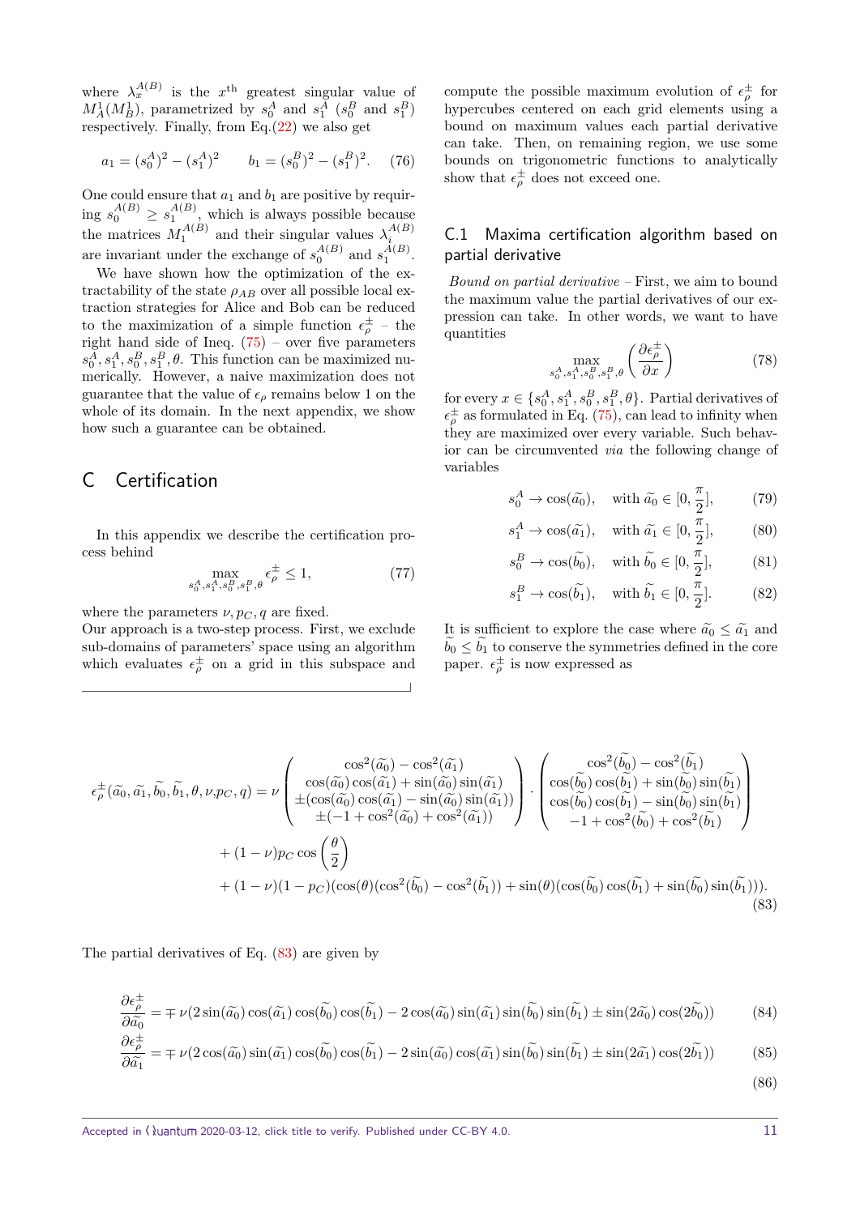where $\lambda_x^{A(B)}$ is the $x^{\text{th}}$ greatest singular value of $M_A^1(M_B^1)$, parametrized by $s_0^A$ and $s_1^A$ ($s_0^B$ and $s_1^B$) respectively. Finally, from Eq.(22) we also get

$$a_1 = (s_0^A)^2 - (s_1^A)^2 \qquad b_1 = (s_0^B)^2 - (s_1^B)^2. \quad (76)$$

One could ensure that $a_1$ and $b_1$ are positive by requiring $s_0^{A(B)} \geq s_1^{A(B)}$, which is always possible because the matrices $M_1^{A(B)}$ and their singular values $\lambda_i^{A(B)}$ are invariant under the exchange of $s_0^{A(B)}$ and $s_1^{A(B)}$.

We have shown how the optimization of the extractability of the state $\rho_{AB}$ over all possible local extraction strategies for Alice and Bob can be reduced to the maximization of a simple function $\epsilon_\rho^\pm$ – the right hand side of Ineq. (75) – over five parameters $s_0^A, s_1^A, s_0^B, s_1^B, \theta$. This function can be maximized numerically. However, a naive maximization does not guarantee that the value of $\epsilon_\rho$ remains below 1 on the whole of its domain. In the next appendix, we show how such a guarantee can be obtained.

# C Certification

In this appendix we describe the certification process behind

$$\max_{s_0^A, s_1^A, s_0^B, s_1^B, \theta} \epsilon_\rho^\pm \leq 1, \quad (77)$$

where the parameters $\nu, p_C, q$ are fixed.

Our approach is a two-step process. First, we exclude sub-domains of parameters' space using an algorithm which evaluates $\epsilon_\rho^\pm$ on a grid in this subspace and compute the possible maximum evolution of $\epsilon_\rho^\pm$ for hypercubes centered on each grid elements using a bound on maximum values each partial derivative can take. Then, on remaining region, we use some bounds on trigonometric functions to analytically show that $\epsilon_\rho^\pm$ does not exceed one.

## C.1 Maxima certification algorithm based on partial derivative

*Bound on partial derivative* – First, we aim to bound the maximum value the partial derivatives of our expression can take. In other words, we want to have quantities

$$\max_{s_0^A, s_1^A, s_0^B, s_1^B, \theta} \left( \frac{\partial \epsilon_\rho^\pm}{\partial x} \right) \quad (78)$$

for every $x \in \{s_0^A, s_1^A, s_0^B, s_1^B, \theta\}$. Partial derivatives of $\epsilon_\rho^\pm$ as formulated in Eq. (75), can lead to infinity when they are maximized over every variable. Such behavior can be circumvented *via* the following change of variables

$$s_0^A \to \cos(\widetilde{a_0}), \quad \text{with } \widetilde{a_0} \in [0, \frac{\pi}{2}], \quad (79)$$

$$s_1^A \to \cos(\widetilde{a_1}), \quad \text{with } \widetilde{a_1} \in [0, \frac{\pi}{2}], \quad (80)$$

$$s_0^B \to \cos(\widetilde{b_0}), \quad \text{with } \widetilde{b_0} \in [0, \frac{\pi}{2}], \quad (81)$$

$$s_1^B \to \cos(\widetilde{b_1}), \quad \text{with } \widetilde{b_1} \in [0, \frac{\pi}{2}]. \quad (82)$$

It is sufficient to explore the case where $\widetilde{a_0} \leq \widetilde{a_1}$ and $\widetilde{b_0} \leq \widetilde{b_1}$ to conserve the symmetries defined in the core paper. $\epsilon_\rho^\pm$ is now expressed as

$$\begin{aligned}
\epsilon_\rho^\pm(\widetilde{a_0}, \widetilde{a_1}, \widetilde{b_0}, \widetilde{b_1}, \theta, \nu, p_C, q) = \nu &\begin{pmatrix} \cos^2(\widetilde{a_0}) - \cos^2(\widetilde{a_1}) \\ \cos(\widetilde{a_0})\cos(\widetilde{a_1}) + \sin(\widetilde{a_0})\sin(\widetilde{a_1}) \\ \pm(\cos(\widetilde{a_0})\cos(\widetilde{a_1}) - \sin(\widetilde{a_0})\sin(\widetilde{a_1})) \\ \pm(-1 + \cos^2(\widetilde{a_0}) + \cos^2(\widetilde{a_1})) \end{pmatrix} \cdot \begin{pmatrix} \cos^2(\widetilde{b_0}) - \cos^2(\widetilde{b_1}) \\ \cos(\widetilde{b_0})\cos(\widetilde{b_1}) + \sin(\widetilde{b_0})\sin(\widetilde{b_1}) \\ \cos(\widetilde{b_0})\cos(\widetilde{b_1}) - \sin(\widetilde{b_0})\sin(\widetilde{b_1}) \\ -1 + \cos^2(\widetilde{b_0}) + \cos^2(\widetilde{b_1}) \end{pmatrix} \\
&+ (1-\nu) p_C \cos\left(\frac{\theta}{2}\right) \\
&+ (1-\nu)(1-p_C)(\cos(\theta)(\cos^2(\widetilde{b_0}) - \cos^2(\widetilde{b_1})) + \sin(\theta)(\cos(\widetilde{b_0})\cos(\widetilde{b_1}) + \sin(\widetilde{b_0})\sin(\widetilde{b_1}))).
\end{aligned} \quad (83)$$

The partial derivatives of Eq. (83) are given by

$$\frac{\partial \epsilon_\rho^\pm}{\partial \widetilde{a_0}} = \mp \nu (2\sin(\widetilde{a_0})\cos(\widetilde{a_1})\cos(\widetilde{b_0})\cos(\widetilde{b_1}) - 2\cos(\widetilde{a_0})\sin(\widetilde{a_1})\sin(\widetilde{b_0})\sin(\widetilde{b_1}) \pm \sin(2\widetilde{a_0})\cos(2\widetilde{b_0})) \quad (84)$$

$$\frac{\partial \epsilon_\rho^\pm}{\partial \widetilde{a_1}} = \mp \nu (2\cos(\widetilde{a_0})\sin(\widetilde{a_1})\cos(\widetilde{b_0})\cos(\widetilde{b_1}) - 2\sin(\widetilde{a_0})\cos(\widetilde{a_1})\sin(\widetilde{b_0})\sin(\widetilde{b_1}) \pm \sin(2\widetilde{a_1})\cos(2\widetilde{b_1})) \quad (85)$$

$$(86)$$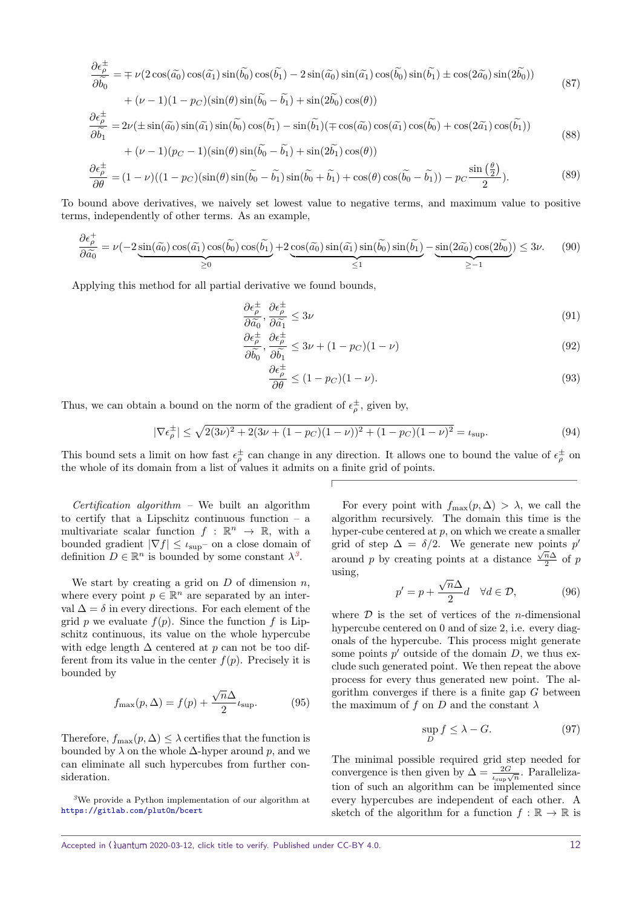$$\frac{\partial \epsilon_\rho^\pm}{\partial \widetilde{b_0}} = \mp \nu(2\cos(\widetilde{a_0})\cos(\widetilde{a_1})\sin(\widetilde{b_0})\cos(\widetilde{b_1}) - 2\sin(\widetilde{a_0})\sin(\widetilde{a_1})\cos(\widetilde{b_0})\sin(\widetilde{b_1}) \pm \cos(2\widetilde{a_0})\sin(2\widetilde{b_0})) \\ + (\nu-1)(1-p_C)(\sin(\theta)\sin(\widetilde{b_0}-\widetilde{b_1}) + \sin(2\widetilde{b_0})\cos(\theta)) \tag{87}$$

$$\frac{\partial \epsilon_\rho^\pm}{\partial \widetilde{b_1}} = 2\nu(\pm\sin(\widetilde{a_0})\sin(\widetilde{a_1})\sin(\widetilde{b_0})\cos(\widetilde{b_1}) - \sin(\widetilde{b_1})(\mp\cos(\widetilde{a_0})\cos(\widetilde{a_1})\cos(\widetilde{b_0}) + \cos(2\widetilde{a_1})\cos(\widetilde{b_1})) \\ + (\nu-1)(p_C-1)(\sin(\theta)\sin(\widetilde{b_0}-\widetilde{b_1}) + \sin(2\widetilde{b_1})\cos(\theta)) \tag{88}$$

$$\frac{\partial \epsilon_\rho^\pm}{\partial \theta} = (1-\nu)((1-p_C)(\sin(\theta)\sin(\widetilde{b_0}-\widetilde{b_1})\sin(\widetilde{b_0}+\widetilde{b_1}) + \cos(\theta)\cos(\widetilde{b_0}-\widetilde{b_1})) - p_C\frac{\sin\left(\frac{\theta}{2}\right)}{2}). \tag{89}$$

To bound above derivatives, we naively set lowest value to negative terms, and maximum value to positive terms, independently of other terms. As an example,

$$\frac{\partial \epsilon_\rho^+}{\partial \widetilde{a_0}} = \nu(-2\underbrace{\sin(\widetilde{a_0})\cos(\widetilde{a_1})\cos(\widetilde{b_0})\cos(\widetilde{b_1})}_{\geq 0} + 2\underbrace{\cos(\widetilde{a_0})\sin(\widetilde{a_1})\sin(\widetilde{b_0})\sin(\widetilde{b_1})}_{\leq 1} - \underbrace{\sin(2\widetilde{a_0})\cos(2\widetilde{b_0})}_{\geq -1}) \leq 3\nu. \tag{90}$$

Applying this method for all partial derivative we found bounds,

$$\frac{\partial \epsilon_\rho^\pm}{\partial \widetilde{a_0}}, \frac{\partial \epsilon_\rho^\pm}{\partial \widetilde{a_1}} \leq 3\nu \tag{91}$$

$$\frac{\partial \epsilon_\rho^\pm}{\partial \widetilde{b_0}}, \frac{\partial \epsilon_\rho^\pm}{\partial \widetilde{b_1}} \leq 3\nu + (1-p_C)(1-\nu) \tag{92}$$

$$\frac{\partial \epsilon_\rho^\pm}{\partial \theta} \leq (1-p_C)(1-\nu). \tag{93}$$

Thus, we can obtain a bound on the norm of the gradient of $\epsilon_\rho^\pm$, given by,

$$|\nabla \epsilon_\rho^\pm| \leq \sqrt{2(3\nu)^2 + 2(3\nu + (1-p_C)(1-\nu))^2 + (1-p_C)(1-\nu)^2} = \iota_{\sup}. \tag{94}$$

This bound sets a limit on how fast $\epsilon_\rho^\pm$ can change in any direction. It allows one to bound the value of $\epsilon_\rho^\pm$ on the whole of its domain from a list of values it admits on a finite grid of points.

*Certification algorithm* – We built an algorithm to certify that a Lipschitz continuous function – a multivariate scalar function $f : \mathbb{R}^n \to \mathbb{R}$, with a bounded gradient $|\nabla f| \leq \iota_{\sup}$– on a close domain of definition $D \in \mathbb{R}^n$ is bounded by some constant $\lambda$[3].

We start by creating a grid on $D$ of dimension $n$, where every point $p \in \mathbb{R}^n$ are separated by an interval $\Delta = \delta$ in every directions. For each element of the grid $p$ we evaluate $f(p)$. Since the function $f$ is Lipschitz continuous, its value on the whole hypercube with edge length $\Delta$ centered at $p$ can not be too different from its value in the center $f(p)$. Precisely it is bounded by

$$f_{\max}(p, \Delta) = f(p) + \frac{\sqrt{n}\Delta}{2}\iota_{\sup}. \tag{95}$$

Therefore, $f_{\max}(p, \Delta) \leq \lambda$ certifies that the function is bounded by $\lambda$ on the whole $\Delta$-hyper around $p$, and we can eliminate all such hypercubes from further consideration.

[3] We provide a Python implementation of our algorithm at https://gitlab.com/plut0n/bcert

For every point with $f_{\max}(p, \Delta) > \lambda$, we call the algorithm recursively. The domain this time is the hyper-cube centered at $p$, on which we create a smaller grid of step $\Delta = \delta/2$. We generate new points $p'$ around $p$ by creating points at a distance $\frac{\sqrt{n}\Delta}{2}$ of $p$ using,

$$p' = p + \frac{\sqrt{n}\Delta}{2}d \quad \forall d \in \mathcal{D}, \tag{96}$$

where $\mathcal{D}$ is the set of vertices of the $n$-dimensional hypercube centered on 0 and of size 2, i.e. every diagonals of the hypercube. This process might generate some points $p'$ outside of the domain $D$, we thus exclude such generated point. We then repeat the above process for every thus generated new point. The algorithm converges if there is a finite gap $G$ between the maximum of $f$ on $D$ and the constant $\lambda$

$$\sup_D f \leq \lambda - G. \tag{97}$$

The minimal possible required grid step needed for convergence is then given by $\Delta = \frac{2G}{\iota_{\sup}\sqrt{n}}$. Parallelization of such an algorithm can be implemented since every hypercubes are independent of each other. A sketch of the algorithm for a function $f : \mathbb{R} \to \mathbb{R}$ is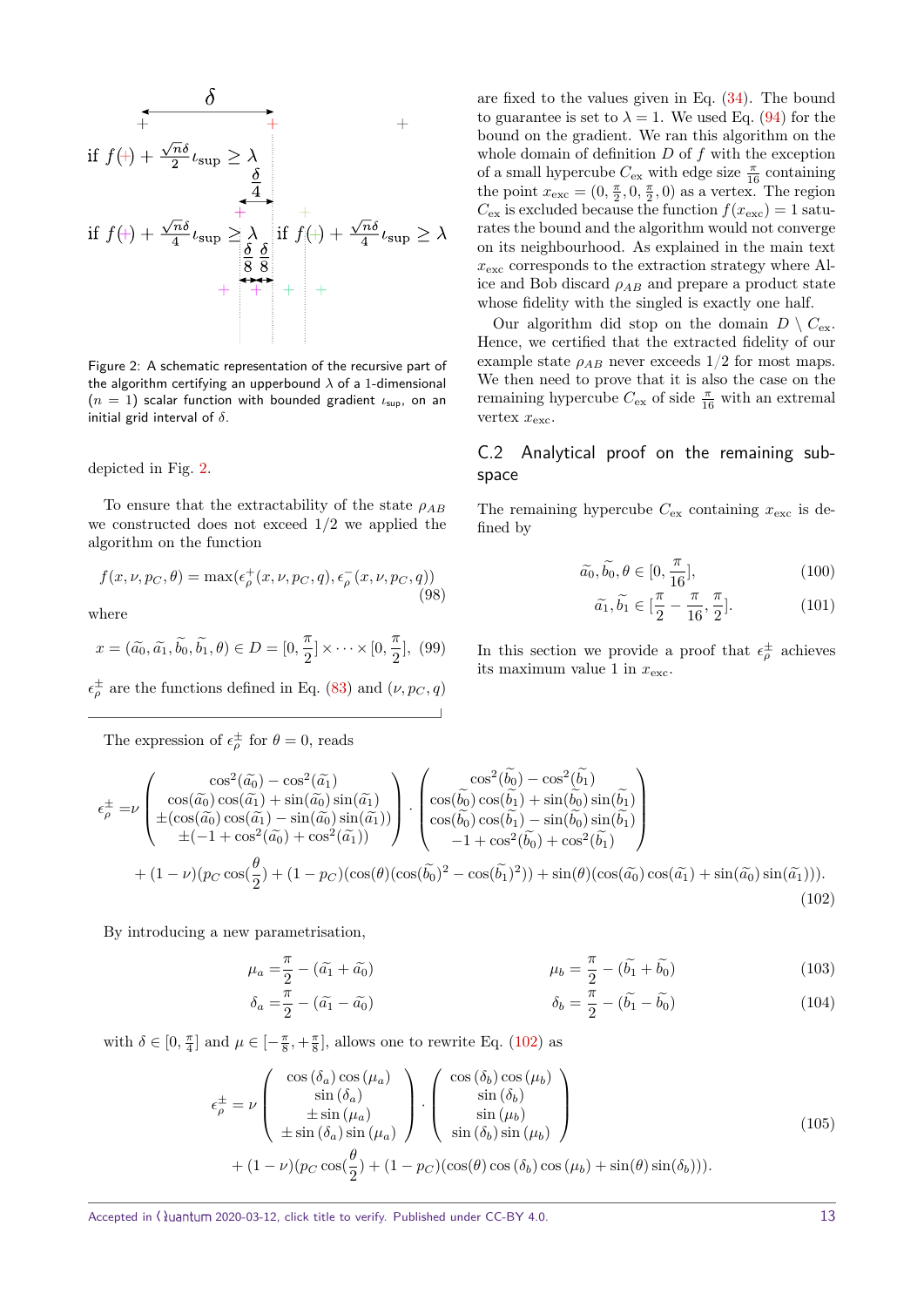Figure 2: A schematic representation of the recursive part of the algorithm certifying an upperbound $\lambda$ of a 1-dimensional ($n = 1$) scalar function with bounded gradient $\iota_{\sup}$, on an initial grid interval of $\delta$.

depicted in Fig. 2.

To ensure that the extractability of the state $\rho_{AB}$ we constructed does not exceed $1/2$ we applied the algorithm on the function

$$f(x, \nu, p_C, \theta) = \max(\epsilon^+_\rho(x, \nu, p_C, q), \epsilon^-_\rho(x, \nu, p_C, q)) \tag{98}$$

where

$$x = (\widetilde{a_0}, \widetilde{a_1}, \widetilde{b_0}, \widetilde{b_1}, \theta) \in D = [0, \frac{\pi}{2}] \times \cdots \times [0, \frac{\pi}{2}], \tag{99}$$

$\epsilon^\pm_\rho$ are the functions defined in Eq. (83) and $(\nu, p_C, q)$ are fixed to the values given in Eq. (34). The bound to guarantee is set to $\lambda = 1$. We used Eq. (94) for the bound on the gradient. We ran this algorithm on the whole domain of definition $D$ of $f$ with the exception of a small hypercube $C_{\text{ex}}$ with edge size $\frac{\pi}{16}$ containing the point $x_{\text{exc}} = (0, \frac{\pi}{2}, 0, \frac{\pi}{2}, 0)$ as a vertex. The region $C_{\text{ex}}$ is excluded because the function $f(x_{\text{exc}}) = 1$ saturates the bound and the algorithm would not converge on its neighbourhood. As explained in the main text $x_{\text{exc}}$ corresponds to the extraction strategy where Alice and Bob discard $\rho_{AB}$ and prepare a product state whose fidelity with the singled is exactly one half.

Our algorithm did stop on the domain $D \setminus C_{\text{ex}}$. Hence, we certified that the extracted fidelity of our example state $\rho_{AB}$ never exceeds $1/2$ for most maps. We then need to prove that it is also the case on the remaining hypercube $C_{\text{ex}}$ of side $\frac{\pi}{16}$ with an extremal vertex $x_{\text{exc}}$.

## C.2 Analytical proof on the remaining subspace

The remaining hypercube $C_{\text{ex}}$ containing $x_{\text{exc}}$ is defined by

$$\widetilde{a_0}, \widetilde{b_0}, \theta \in [0, \frac{\pi}{16}], \tag{100}$$

$$\widetilde{a_1}, \widetilde{b_1} \in [\frac{\pi}{2} - \frac{\pi}{16}, \frac{\pi}{2}]. \tag{101}$$

In this section we provide a proof that $\epsilon^\pm_\rho$ achieves its maximum value 1 in $x_{\text{exc}}$.

The expression of $\epsilon^\pm_\rho$ for $\theta = 0$, reads

$$\begin{aligned}\epsilon^\pm_\rho =& \nu \begin{pmatrix} \cos^2(\widetilde{a_0}) - \cos^2(\widetilde{a_1}) \\ \cos(\widetilde{a_0})\cos(\widetilde{a_1}) + \sin(\widetilde{a_0})\sin(\widetilde{a_1}) \\ \pm(\cos(\widetilde{a_0})\cos(\widetilde{a_1}) - \sin(\widetilde{a_0})\sin(\widetilde{a_1})) \\ \pm(-1 + \cos^2(\widetilde{a_0}) + \cos^2(\widetilde{a_1})) \end{pmatrix} \cdot \begin{pmatrix} \cos^2(\widetilde{b_0}) - \cos^2(\widetilde{b_1}) \\ \cos(\widetilde{b_0})\cos(\widetilde{b_1}) + \sin(\widetilde{b_0})\sin(\widetilde{b_1}) \\ \cos(\widetilde{b_0})\cos(\widetilde{b_1}) - \sin(\widetilde{b_0})\sin(\widetilde{b_1}) \\ -1 + \cos^2(\widetilde{b_0}) + \cos^2(\widetilde{b_1}) \end{pmatrix} \\ &+ (1-\nu)(p_C \cos(\frac{\theta}{2}) + (1-p_C)(\cos(\theta)(\cos(\widetilde{b_0})^2 - \cos(\widetilde{b_1})^2)) + \sin(\theta)(\cos(\widetilde{a_0})\cos(\widetilde{a_1}) + \sin(\widetilde{a_0})\sin(\widetilde{a_1}))).\end{aligned} \tag{102}$$

By introducing a new parametrisation,

$$\mu_a = \frac{\pi}{2} - (\widetilde{a_1} + \widetilde{a_0}) \qquad \mu_b = \frac{\pi}{2} - (\widetilde{b_1} + \widetilde{b_0}) \tag{103}$$

$$\delta_a = \frac{\pi}{2} - (\widetilde{a_1} - \widetilde{a_0}) \qquad \delta_b = \frac{\pi}{2} - (\widetilde{b_1} - \widetilde{b_0}) \tag{104}$$

with $\delta \in [0, \frac{\pi}{4}]$ and $\mu \in [-\frac{\pi}{8}, +\frac{\pi}{8}]$, allows one to rewrite Eq. (102) as

$$\begin{aligned}\epsilon^\pm_\rho = \nu& \begin{pmatrix} \cos(\delta_a)\cos(\mu_a) \\ \sin(\delta_a) \\ \pm\sin(\mu_a) \\ \pm\sin(\delta_a)\sin(\mu_a) \end{pmatrix} \cdot \begin{pmatrix} \cos(\delta_b)\cos(\mu_b) \\ \sin(\delta_b) \\ \sin(\mu_b) \\ \sin(\delta_b)\sin(\mu_b) \end{pmatrix} \\ &+ (1-\nu)(p_C \cos(\frac{\theta}{2}) + (1-p_C)(\cos(\theta)\cos(\delta_b)\cos(\mu_b) + \sin(\theta)\sin(\delta_b))).\end{aligned} \tag{105}$$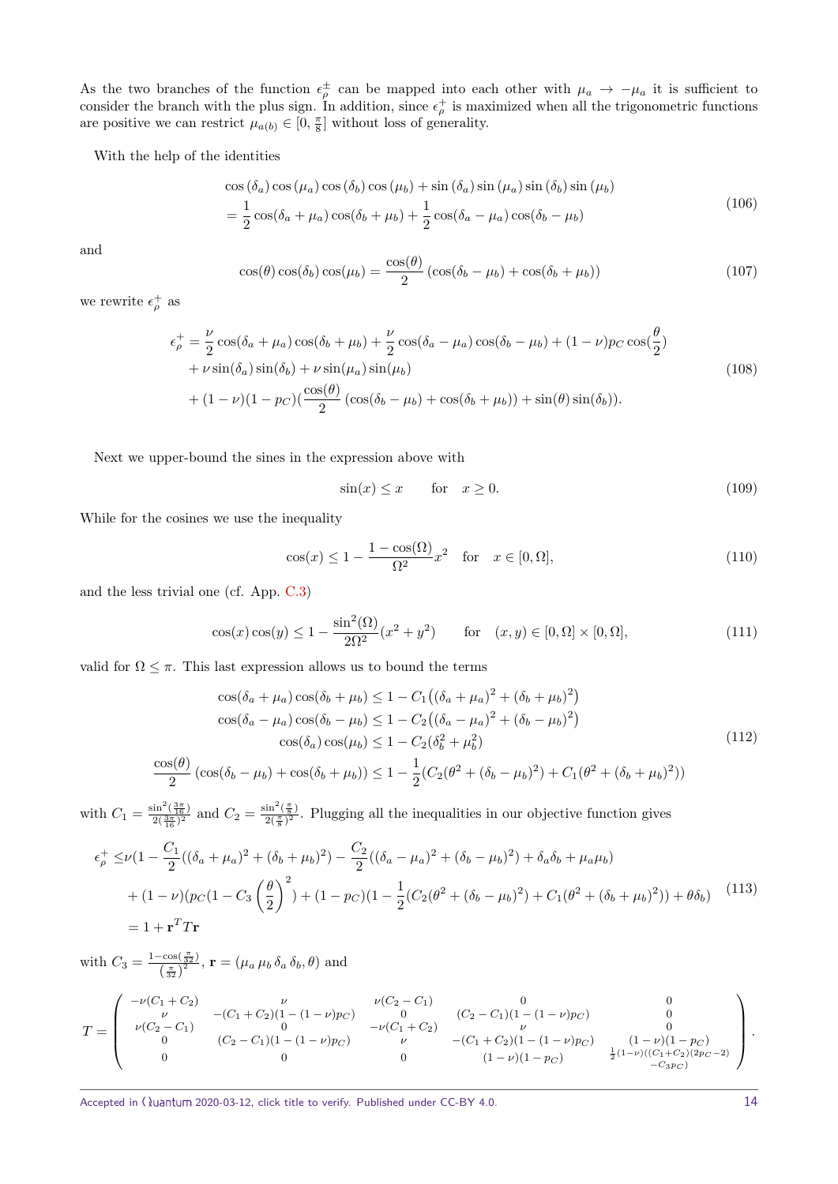As the two branches of the function $\epsilon_\rho^\pm$ can be mapped into each other with $\mu_a \to -\mu_a$ it is sufficient to consider the branch with the plus sign. In addition, since $\epsilon_\rho^+$ is maximized when all the trigonometric functions are positive we can restrict $\mu_{a(b)} \in [0, \frac{\pi}{8}]$ without loss of generality.

With the help of the identities

$$
\begin{aligned}
&\cos(\delta_a)\cos(\mu_a)\cos(\delta_b)\cos(\mu_b) + \sin(\delta_a)\sin(\mu_a)\sin(\delta_b)\sin(\mu_b) \\
&= \frac{1}{2}\cos(\delta_a+\mu_a)\cos(\delta_b+\mu_b) + \frac{1}{2}\cos(\delta_a-\mu_a)\cos(\delta_b-\mu_b)
\end{aligned}
\tag{106}
$$

and

$$
\cos(\theta)\cos(\delta_b)\cos(\mu_b) = \frac{\cos(\theta)}{2}\left(\cos(\delta_b-\mu_b)+\cos(\delta_b+\mu_b)\right) \tag{107}
$$

we rewrite $\epsilon_\rho^+$ as

$$
\begin{aligned}
\epsilon_\rho^+ = &\frac{\nu}{2}\cos(\delta_a+\mu_a)\cos(\delta_b+\mu_b) + \frac{\nu}{2}\cos(\delta_a-\mu_a)\cos(\delta_b-\mu_b) + (1-\nu)p_C\cos(\frac{\theta}{2}) \\
&+ \nu\sin(\delta_a)\sin(\delta_b) + \nu\sin(\mu_a)\sin(\mu_b) \\
&+ (1-\nu)(1-p_C)(\frac{\cos(\theta)}{2}\left(\cos(\delta_b-\mu_b)+\cos(\delta_b+\mu_b)\right) + \sin(\theta)\sin(\delta_b)).
\end{aligned}
\tag{108}
$$

Next we upper-bound the sines in the expression above with

$$
\sin(x) \le x \qquad \text{for} \quad x \ge 0. \tag{109}
$$

While for the cosines we use the inequality

$$
\cos(x) \le 1 - \frac{1-\cos(\Omega)}{\Omega^2}x^2 \quad \text{for} \quad x \in [0,\Omega], \tag{110}
$$

and the less trivial one (cf. App. C.3)

$$
\cos(x)\cos(y) \le 1 - \frac{\sin^2(\Omega)}{2\Omega^2}(x^2+y^2) \qquad \text{for} \quad (x,y) \in [0,\Omega]\times[0,\Omega], \tag{111}
$$

valid for $\Omega \le \pi$. This last expression allows us to bound the terms

$$
\begin{aligned}
\cos(\delta_a+\mu_a)\cos(\delta_b+\mu_b) &\le 1 - C_1\left((\delta_a+\mu_a)^2+(\delta_b+\mu_b)^2\right) \\
\cos(\delta_a-\mu_a)\cos(\delta_b-\mu_b) &\le 1 - C_2\left((\delta_a-\mu_a)^2+(\delta_b-\mu_b)^2\right) \\
\cos(\delta_a)\cos(\mu_b) &\le 1 - C_2(\delta_b^2+\mu_b^2) \\
\frac{\cos(\theta)}{2}\left(\cos(\delta_b-\mu_b)+\cos(\delta_b+\mu_b)\right) &\le 1 - \frac{1}{2}(C_2(\theta^2+(\delta_b-\mu_b)^2) + C_1(\theta^2+(\delta_b+\mu_b)^2))
\end{aligned}
\tag{112}
$$

with $C_1 = \frac{\sin^2(\frac{3\pi}{16})}{2(\frac{3\pi}{16})^2}$ and $C_2 = \frac{\sin^2(\frac{\pi}{8})}{2(\frac{\pi}{8})^2}$. Plugging all the inequalities in our objective function gives

$$
\begin{aligned}
\epsilon_\rho^+ \le &\nu(1 - \frac{C_1}{2}((\delta_a+\mu_a)^2+(\delta_b+\mu_b)^2) - \frac{C_2}{2}((\delta_a-\mu_a)^2+(\delta_b-\mu_b)^2) + \delta_a\delta_b + \mu_a\mu_b) \\
&+ (1-\nu)(p_C(1 - C_3\left(\frac{\theta}{2}\right)^2) + (1-p_C)(1 - \frac{1}{2}(C_2(\theta^2+(\delta_b-\mu_b)^2) + C_1(\theta^2+(\delta_b+\mu_b)^2)) + \theta\delta_b) \\
= &1 + \mathbf{r}^T T \mathbf{r}
\end{aligned}
\tag{113}
$$

with $C_3 = \frac{1-\cos(\frac{\pi}{32})}{\left(\frac{\pi}{32}\right)^2}$, $\mathbf{r} = (\mu_a\, \mu_b\, \delta_a\, \delta_b, \theta)$ and

$$
T = \begin{pmatrix}
-\nu(C_1+C_2) & \nu & \nu(C_2-C_1) & 0 & 0 \\
\nu & -(C_1+C_2)(1-(1-\nu)p_C) & 0 & (C_2-C_1)(1-(1-\nu)p_C) & 0 \\
\nu(C_2-C_1) & 0 & -\nu(C_1+C_2) & \nu & 0 \\
0 & (C_2-C_1)(1-(1-\nu)p_C) & \nu & -(C_1+C_2)(1-(1-\nu)p_C) & (1-\nu)(1-p_C) \\
0 & 0 & 0 & (1-\nu)(1-p_C) & \frac{1}{2}(1-\nu)((C_1+C_2)(2p_C-2) - C_3 p_C)
\end{pmatrix}.
$$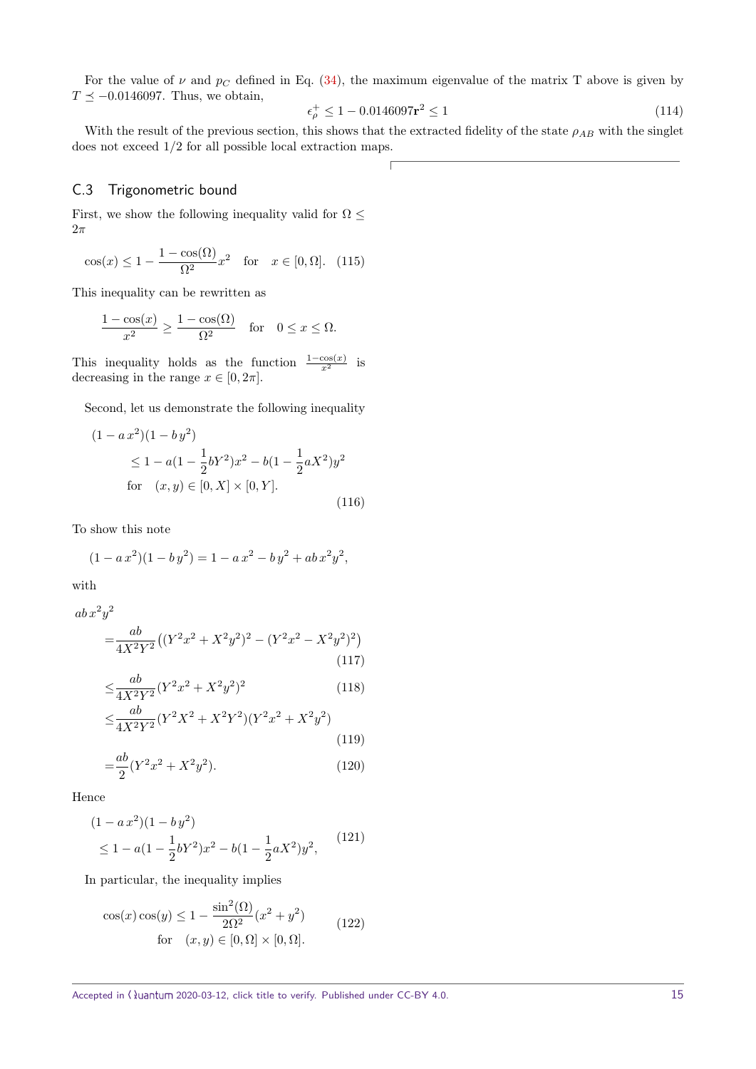For the value of $\nu$ and $p_C$ defined in Eq. (34), the maximum eigenvalue of the matrix T above is given by $T \preceq -0.0146097$. Thus, we obtain,

$$\epsilon_\rho^+ \leq 1 - 0.0146097\mathbf{r}^2 \leq 1 \tag{114}$$

With the result of the previous section, this shows that the extracted fidelity of the state $\rho_{AB}$ with the singlet does not exceed $1/2$ for all possible local extraction maps.

## C.3 Trigonometric bound

First, we show the following inequality valid for $\Omega \leq 2\pi$

$$\cos(x) \leq 1 - \frac{1-\cos(\Omega)}{\Omega^2}x^2 \quad \text{for} \quad x \in [0, \Omega]. \tag{115}$$

This inequality can be rewritten as

$$\frac{1-\cos(x)}{x^2} \geq \frac{1-\cos(\Omega)}{\Omega^2} \quad \text{for} \quad 0 \leq x \leq \Omega.$$

This inequality holds as the function $\frac{1-\cos(x)}{x^2}$ is decreasing in the range $x \in [0, 2\pi]$.

Second, let us demonstrate the following inequality

$$\begin{aligned}(1-a\,x^2)&(1-b\,y^2)\\ &\leq 1 - a(1-\frac{1}{2}bY^2)x^2 - b(1-\frac{1}{2}aX^2)y^2\\ &\text{for} \quad (x,y) \in [0,X]\times[0,Y].\end{aligned} \tag{116}$$

To show this note

$$(1-a\,x^2)(1-b\,y^2) = 1 - a\,x^2 - b\,y^2 + ab\,x^2y^2,$$

with

$$ab\,x^2y^2$$

$$= \frac{ab}{4X^2Y^2}\left((Y^2x^2+X^2y^2)^2 - (Y^2x^2 - X^2y^2)^2\right) \tag{117}$$

$$\leq \frac{ab}{4X^2Y^2}(Y^2x^2+X^2y^2)^2 \tag{118}$$

$$\leq \frac{ab}{4X^2Y^2}(Y^2X^2+X^2Y^2)(Y^2x^2+X^2y^2) \tag{119}$$

$$= \frac{ab}{2}(Y^2x^2+X^2y^2). \tag{120}$$

Hence

$$\begin{aligned}(1-a\,x^2)&(1-b\,y^2)\\ &\leq 1 - a(1-\frac{1}{2}bY^2)x^2 - b(1-\frac{1}{2}aX^2)y^2,\end{aligned} \tag{121}$$

In particular, the inequality implies

$$\begin{aligned}\cos(x)\cos(y) &\leq 1 - \frac{\sin^2(\Omega)}{2\Omega^2}(x^2+y^2)\\ &\text{for} \quad (x,y) \in [0,\Omega]\times[0,\Omega].\end{aligned} \tag{122}$$